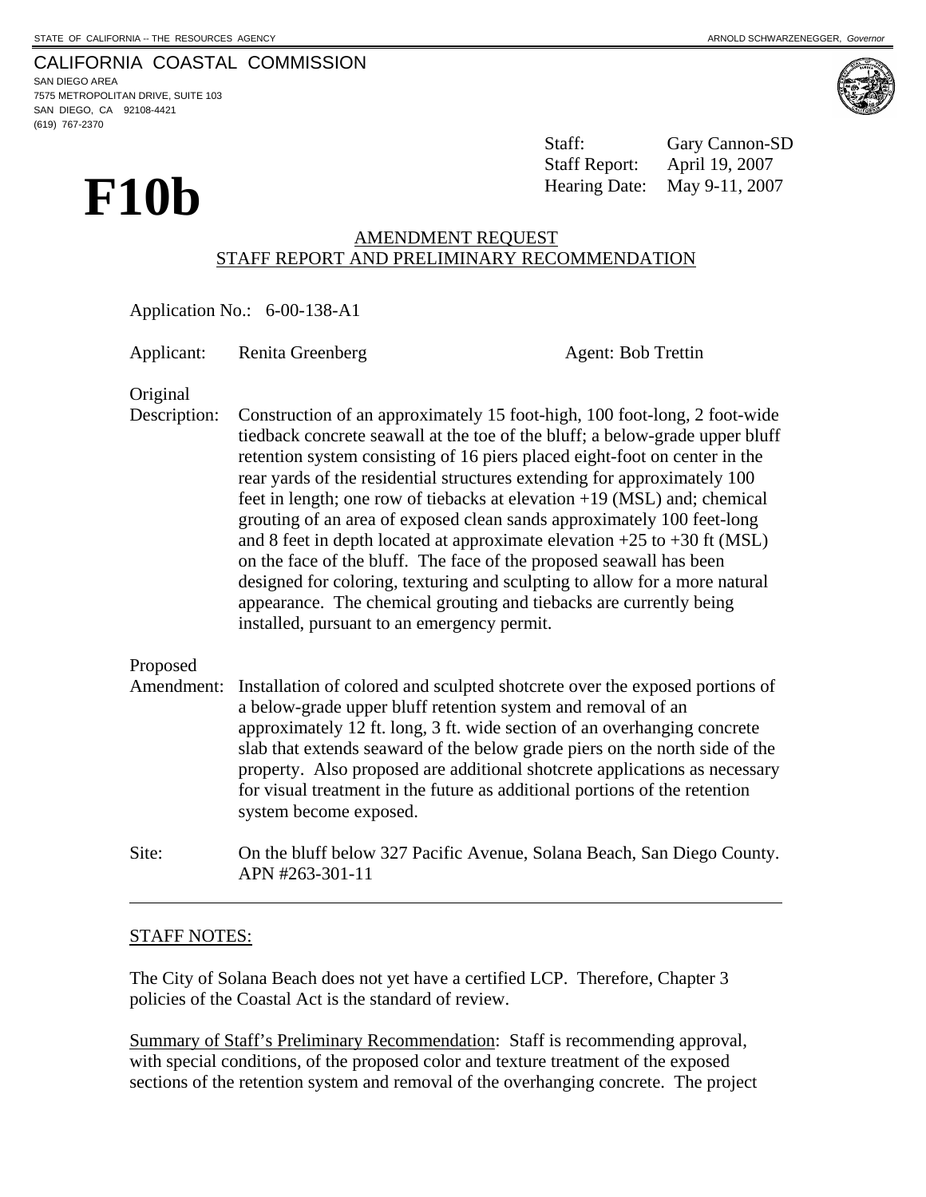STATE OF CALIFORNIA -- THE RESOURCES AGENCY ARNOLD SCHWARZENEGGER, *Governor*

CALIFORNIA COASTAL COMMISSION
SAN DIEGO AREA
7575 METROPOLITAN DRIVE, SUITE 103
SAN DIEGO, CA 92108-4421
(619) 767-2370

# F10b

Staff: Gary Cannon-SD
Staff Report: April 19, 2007
Hearing Date: May 9-11, 2007

## AMENDMENT REQUEST
## STAFF REPORT AND PRELIMINARY RECOMMENDATION

Application No.: 6-00-138-A1

Applicant: Renita Greenberg Agent: Bob Trettin

Original Description: Construction of an approximately 15 foot-high, 100 foot-long, 2 foot-wide tiedback concrete seawall at the toe of the bluff; a below-grade upper bluff retention system consisting of 16 piers placed eight-foot on center in the rear yards of the residential structures extending for approximately 100 feet in length; one row of tiebacks at elevation +19 (MSL) and; chemical grouting of an area of exposed clean sands approximately 100 feet-long and 8 feet in depth located at approximate elevation +25 to +30 ft (MSL) on the face of the bluff. The face of the proposed seawall has been designed for coloring, texturing and sculpting to allow for a more natural appearance. The chemical grouting and tiebacks are currently being installed, pursuant to an emergency permit.

Proposed Amendment: Installation of colored and sculpted shotcrete over the exposed portions of a below-grade upper bluff retention system and removal of an approximately 12 ft. long, 3 ft. wide section of an overhanging concrete slab that extends seaward of the below grade piers on the north side of the property. Also proposed are additional shotcrete applications as necessary for visual treatment in the future as additional portions of the retention system become exposed.

Site: On the bluff below 327 Pacific Avenue, Solana Beach, San Diego County. APN #263-301-11

---

STAFF NOTES:

The City of Solana Beach does not yet have a certified LCP. Therefore, Chapter 3 policies of the Coastal Act is the standard of review.

Summary of Staff's Preliminary Recommendation: Staff is recommending approval, with special conditions, of the proposed color and texture treatment of the exposed sections of the retention system and removal of the overhanging concrete. The project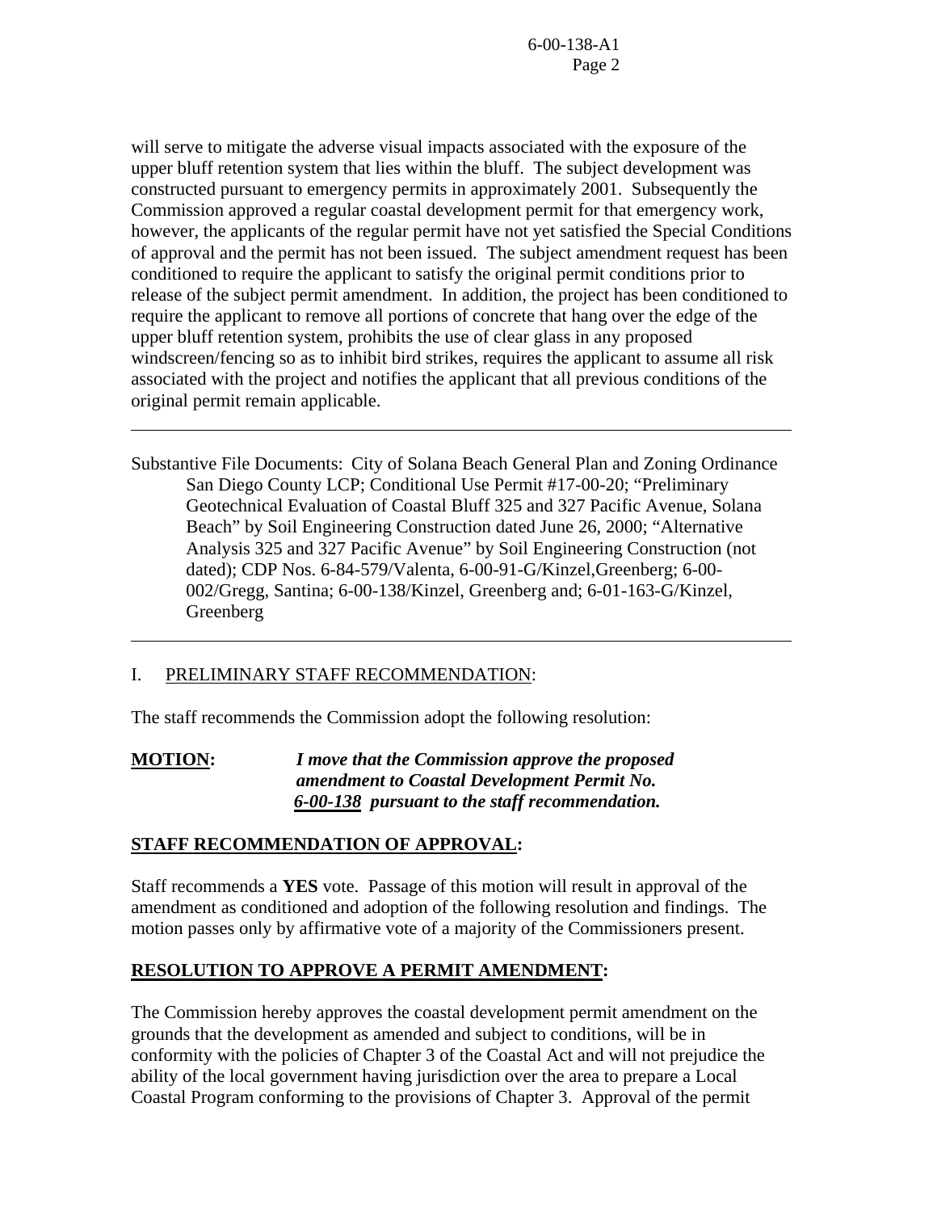will serve to mitigate the adverse visual impacts associated with the exposure of the upper bluff retention system that lies within the bluff. The subject development was constructed pursuant to emergency permits in approximately 2001. Subsequently the Commission approved a regular coastal development permit for that emergency work, however, the applicants of the regular permit have not yet satisfied the Special Conditions of approval and the permit has not been issued. The subject amendment request has been conditioned to require the applicant to satisfy the original permit conditions prior to release of the subject permit amendment. In addition, the project has been conditioned to require the applicant to remove all portions of concrete that hang over the edge of the upper bluff retention system, prohibits the use of clear glass in any proposed windscreen/fencing so as to inhibit bird strikes, requires the applicant to assume all risk associated with the project and notifies the applicant that all previous conditions of the original permit remain applicable.

---

Substantive File Documents: City of Solana Beach General Plan and Zoning Ordinance San Diego County LCP; Conditional Use Permit #17-00-20; "Preliminary Geotechnical Evaluation of Coastal Bluff 325 and 327 Pacific Avenue, Solana Beach" by Soil Engineering Construction dated June 26, 2000; "Alternative Analysis 325 and 327 Pacific Avenue" by Soil Engineering Construction (not dated); CDP Nos. 6-84-579/Valenta, 6-00-91-G/Kinzel,Greenberg; 6-00-002/Gregg, Santina; 6-00-138/Kinzel, Greenberg and; 6-01-163-G/Kinzel, Greenberg

---

I. PRELIMINARY STAFF RECOMMENDATION:

The staff recommends the Commission adopt the following resolution:

**MOTION:** ***I move that the Commission approve the proposed amendment to Coastal Development Permit No. 6-00-138 pursuant to the staff recommendation.***

**STAFF RECOMMENDATION OF APPROVAL:**

Staff recommends a **YES** vote. Passage of this motion will result in approval of the amendment as conditioned and adoption of the following resolution and findings. The motion passes only by affirmative vote of a majority of the Commissioners present.

**RESOLUTION TO APPROVE A PERMIT AMENDMENT:**

The Commission hereby approves the coastal development permit amendment on the grounds that the development as amended and subject to conditions, will be in conformity with the policies of Chapter 3 of the Coastal Act and will not prejudice the ability of the local government having jurisdiction over the area to prepare a Local Coastal Program conforming to the provisions of Chapter 3. Approval of the permit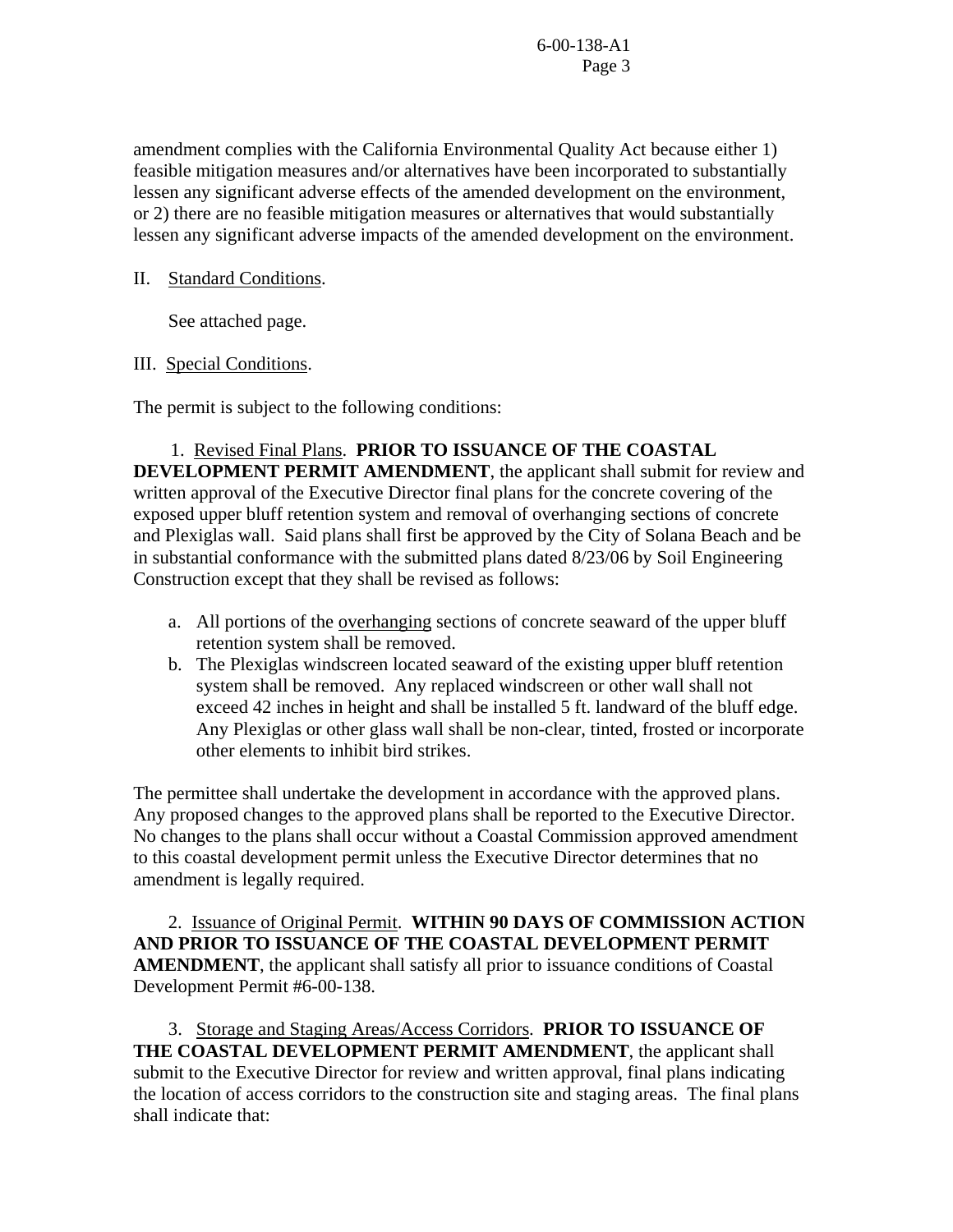amendment complies with the California Environmental Quality Act because either 1) feasible mitigation measures and/or alternatives have been incorporated to substantially lessen any significant adverse effects of the amended development on the environment, or 2) there are no feasible mitigation measures or alternatives that would substantially lessen any significant adverse impacts of the amended development on the environment.

II. Standard Conditions.

See attached page.

III. Special Conditions.

The permit is subject to the following conditions:

1. Revised Final Plans. **PRIOR TO ISSUANCE OF THE COASTAL DEVELOPMENT PERMIT AMENDMENT**, the applicant shall submit for review and written approval of the Executive Director final plans for the concrete covering of the exposed upper bluff retention system and removal of overhanging sections of concrete and Plexiglas wall. Said plans shall first be approved by the City of Solana Beach and be in substantial conformance with the submitted plans dated 8/23/06 by Soil Engineering Construction except that they shall be revised as follows:

   a. All portions of the overhanging sections of concrete seaward of the upper bluff retention system shall be removed.
   b. The Plexiglas windscreen located seaward of the existing upper bluff retention system shall be removed. Any replaced windscreen or other wall shall not exceed 42 inches in height and shall be installed 5 ft. landward of the bluff edge. Any Plexiglas or other glass wall shall be non-clear, tinted, frosted or incorporate other elements to inhibit bird strikes.

The permittee shall undertake the development in accordance with the approved plans. Any proposed changes to the approved plans shall be reported to the Executive Director. No changes to the plans shall occur without a Coastal Commission approved amendment to this coastal development permit unless the Executive Director determines that no amendment is legally required.

2. Issuance of Original Permit. **WITHIN 90 DAYS OF COMMISSION ACTION AND PRIOR TO ISSUANCE OF THE COASTAL DEVELOPMENT PERMIT AMENDMENT**, the applicant shall satisfy all prior to issuance conditions of Coastal Development Permit #6-00-138.

3. Storage and Staging Areas/Access Corridors. **PRIOR TO ISSUANCE OF THE COASTAL DEVELOPMENT PERMIT AMENDMENT**, the applicant shall submit to the Executive Director for review and written approval, final plans indicating the location of access corridors to the construction site and staging areas. The final plans shall indicate that: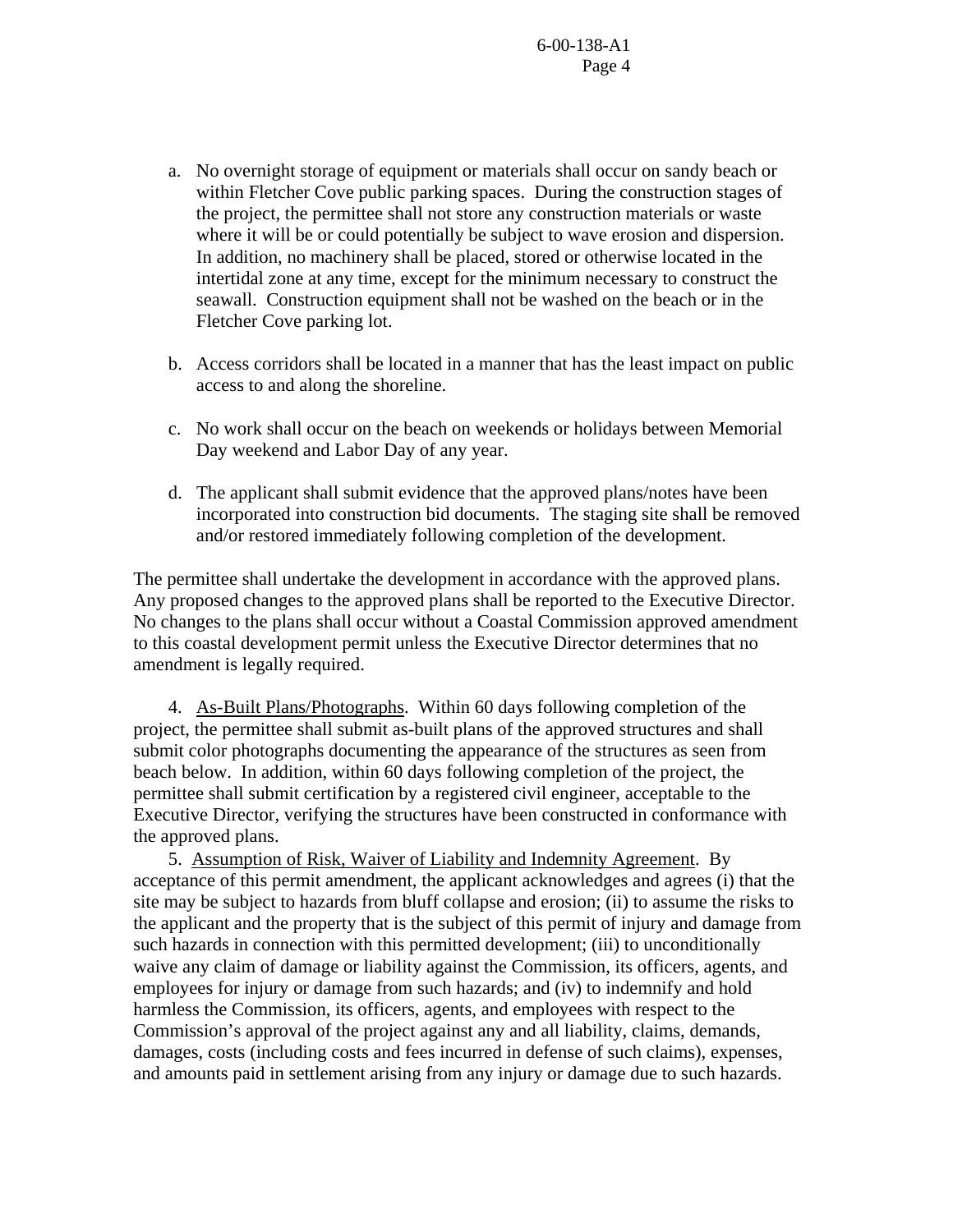a. No overnight storage of equipment or materials shall occur on sandy beach or within Fletcher Cove public parking spaces. During the construction stages of the project, the permittee shall not store any construction materials or waste where it will be or could potentially be subject to wave erosion and dispersion. In addition, no machinery shall be placed, stored or otherwise located in the intertidal zone at any time, except for the minimum necessary to construct the seawall. Construction equipment shall not be washed on the beach or in the Fletcher Cove parking lot.

b. Access corridors shall be located in a manner that has the least impact on public access to and along the shoreline.

c. No work shall occur on the beach on weekends or holidays between Memorial Day weekend and Labor Day of any year.

d. The applicant shall submit evidence that the approved plans/notes have been incorporated into construction bid documents. The staging site shall be removed and/or restored immediately following completion of the development.

The permittee shall undertake the development in accordance with the approved plans. Any proposed changes to the approved plans shall be reported to the Executive Director. No changes to the plans shall occur without a Coastal Commission approved amendment to this coastal development permit unless the Executive Director determines that no amendment is legally required.

4. As-Built Plans/Photographs. Within 60 days following completion of the project, the permittee shall submit as-built plans of the approved structures and shall submit color photographs documenting the appearance of the structures as seen from beach below. In addition, within 60 days following completion of the project, the permittee shall submit certification by a registered civil engineer, acceptable to the Executive Director, verifying the structures have been constructed in conformance with the approved plans.

5. Assumption of Risk, Waiver of Liability and Indemnity Agreement. By acceptance of this permit amendment, the applicant acknowledges and agrees (i) that the site may be subject to hazards from bluff collapse and erosion; (ii) to assume the risks to the applicant and the property that is the subject of this permit of injury and damage from such hazards in connection with this permitted development; (iii) to unconditionally waive any claim of damage or liability against the Commission, its officers, agents, and employees for injury or damage from such hazards; and (iv) to indemnify and hold harmless the Commission, its officers, agents, and employees with respect to the Commission's approval of the project against any and all liability, claims, demands, damages, costs (including costs and fees incurred in defense of such claims), expenses, and amounts paid in settlement arising from any injury or damage due to such hazards.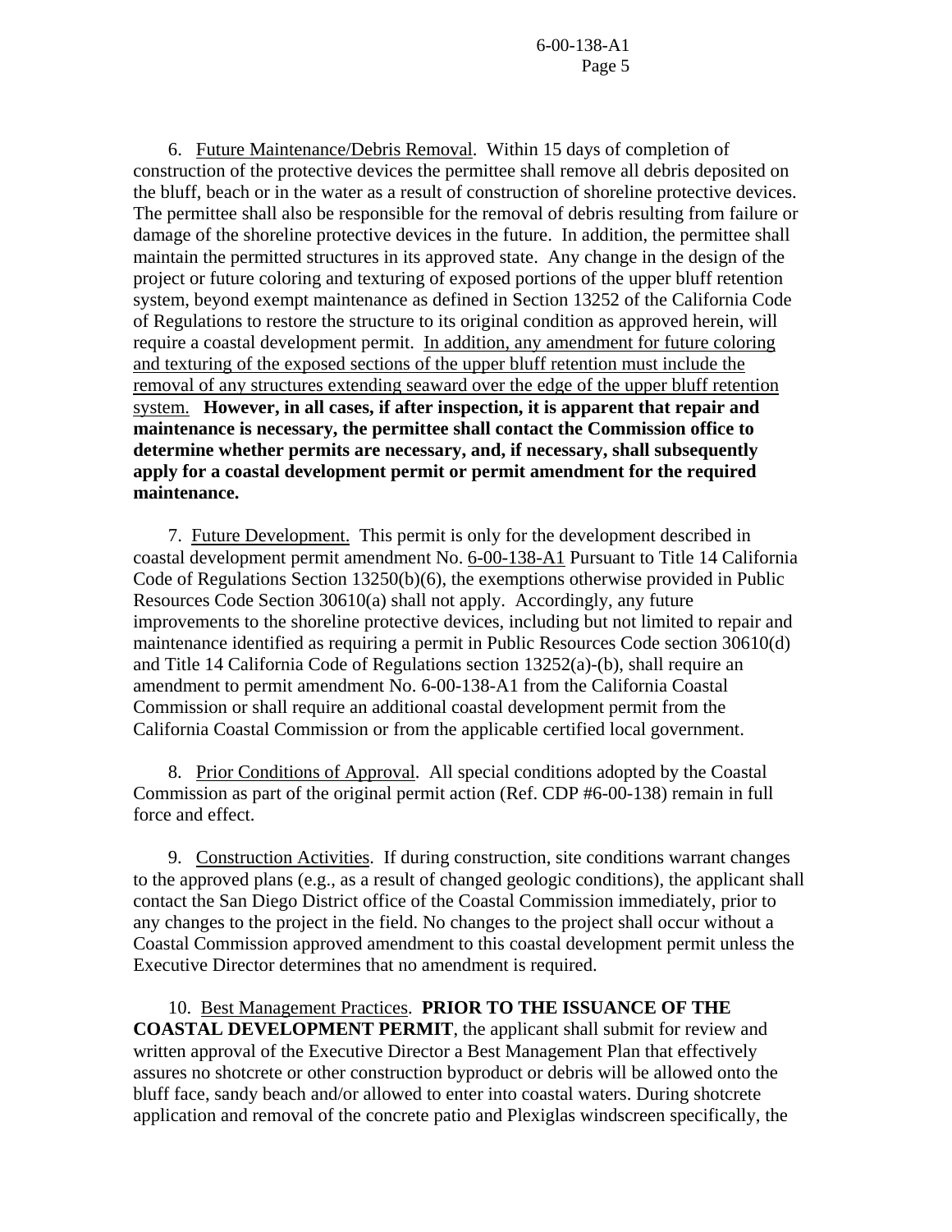6. Future Maintenance/Debris Removal. Within 15 days of completion of construction of the protective devices the permittee shall remove all debris deposited on the bluff, beach or in the water as a result of construction of shoreline protective devices. The permittee shall also be responsible for the removal of debris resulting from failure or damage of the shoreline protective devices in the future. In addition, the permittee shall maintain the permitted structures in its approved state. Any change in the design of the project or future coloring and texturing of exposed portions of the upper bluff retention system, beyond exempt maintenance as defined in Section 13252 of the California Code of Regulations to restore the structure to its original condition as approved herein, will require a coastal development permit. <u>In addition, any amendment for future coloring and texturing of the exposed sections of the upper bluff retention must include the removal of any structures extending seaward over the edge of the upper bluff retention system.</u> **However, in all cases, if after inspection, it is apparent that repair and maintenance is necessary, the permittee shall contact the Commission office to determine whether permits are necessary, and, if necessary, shall subsequently apply for a coastal development permit or permit amendment for the required maintenance.**

7. Future Development. This permit is only for the development described in coastal development permit amendment No. 6-00-138-A1 Pursuant to Title 14 California Code of Regulations Section 13250(b)(6), the exemptions otherwise provided in Public Resources Code Section 30610(a) shall not apply. Accordingly, any future improvements to the shoreline protective devices, including but not limited to repair and maintenance identified as requiring a permit in Public Resources Code section 30610(d) and Title 14 California Code of Regulations section 13252(a)-(b), shall require an amendment to permit amendment No. 6-00-138-A1 from the California Coastal Commission or shall require an additional coastal development permit from the California Coastal Commission or from the applicable certified local government.

8. Prior Conditions of Approval. All special conditions adopted by the Coastal Commission as part of the original permit action (Ref. CDP #6-00-138) remain in full force and effect.

9. Construction Activities. If during construction, site conditions warrant changes to the approved plans (e.g., as a result of changed geologic conditions), the applicant shall contact the San Diego District office of the Coastal Commission immediately, prior to any changes to the project in the field. No changes to the project shall occur without a Coastal Commission approved amendment to this coastal development permit unless the Executive Director determines that no amendment is required.

10. Best Management Practices. **PRIOR TO THE ISSUANCE OF THE COASTAL DEVELOPMENT PERMIT**, the applicant shall submit for review and written approval of the Executive Director a Best Management Plan that effectively assures no shotcrete or other construction byproduct or debris will be allowed onto the bluff face, sandy beach and/or allowed to enter into coastal waters. During shotcrete application and removal of the concrete patio and Plexiglas windscreen specifically, the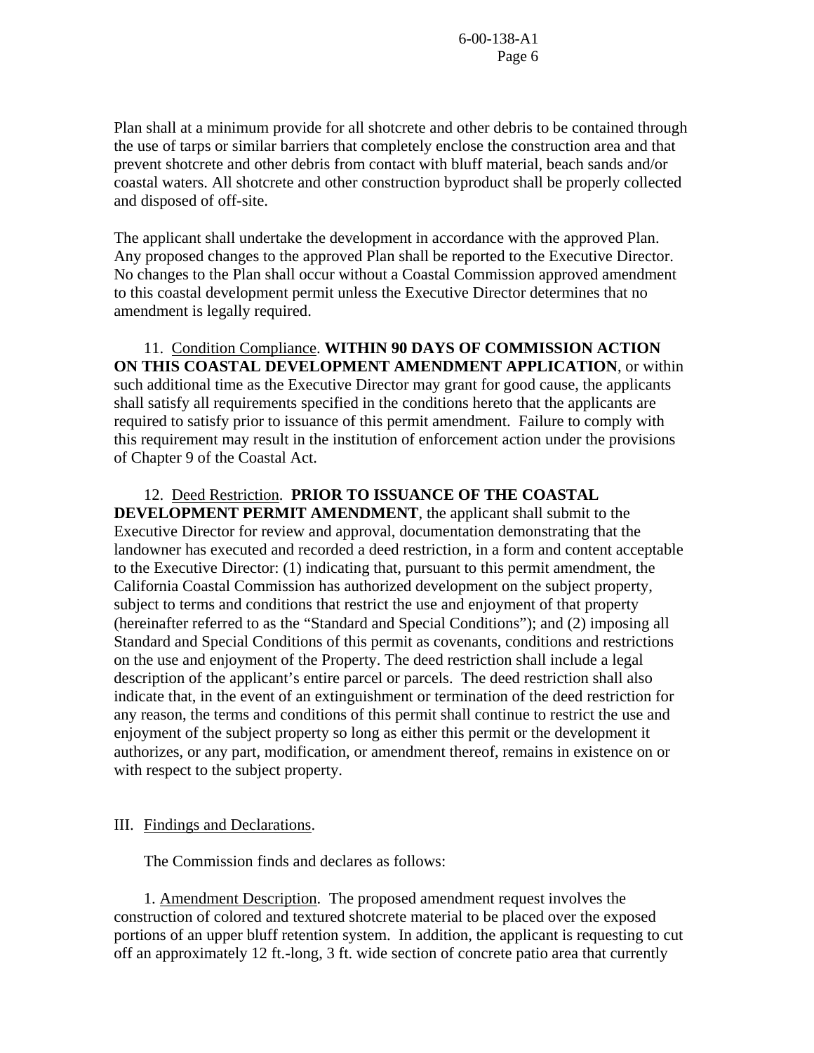Plan shall at a minimum provide for all shotcrete and other debris to be contained through the use of tarps or similar barriers that completely enclose the construction area and that prevent shotcrete and other debris from contact with bluff material, beach sands and/or coastal waters. All shotcrete and other construction byproduct shall be properly collected and disposed of off-site.

The applicant shall undertake the development in accordance with the approved Plan. Any proposed changes to the approved Plan shall be reported to the Executive Director. No changes to the Plan shall occur without a Coastal Commission approved amendment to this coastal development permit unless the Executive Director determines that no amendment is legally required.

11. Condition Compliance. **WITHIN 90 DAYS OF COMMISSION ACTION ON THIS COASTAL DEVELOPMENT AMENDMENT APPLICATION**, or within such additional time as the Executive Director may grant for good cause, the applicants shall satisfy all requirements specified in the conditions hereto that the applicants are required to satisfy prior to issuance of this permit amendment. Failure to comply with this requirement may result in the institution of enforcement action under the provisions of Chapter 9 of the Coastal Act.

12. Deed Restriction. **PRIOR TO ISSUANCE OF THE COASTAL DEVELOPMENT PERMIT AMENDMENT**, the applicant shall submit to the Executive Director for review and approval, documentation demonstrating that the landowner has executed and recorded a deed restriction, in a form and content acceptable to the Executive Director: (1) indicating that, pursuant to this permit amendment, the California Coastal Commission has authorized development on the subject property, subject to terms and conditions that restrict the use and enjoyment of that property (hereinafter referred to as the "Standard and Special Conditions"); and (2) imposing all Standard and Special Conditions of this permit as covenants, conditions and restrictions on the use and enjoyment of the Property. The deed restriction shall include a legal description of the applicant's entire parcel or parcels. The deed restriction shall also indicate that, in the event of an extinguishment or termination of the deed restriction for any reason, the terms and conditions of this permit shall continue to restrict the use and enjoyment of the subject property so long as either this permit or the development it authorizes, or any part, modification, or amendment thereof, remains in existence on or with respect to the subject property.

## III. Findings and Declarations.

The Commission finds and declares as follows:

1. Amendment Description. The proposed amendment request involves the construction of colored and textured shotcrete material to be placed over the exposed portions of an upper bluff retention system. In addition, the applicant is requesting to cut off an approximately 12 ft.-long, 3 ft. wide section of concrete patio area that currently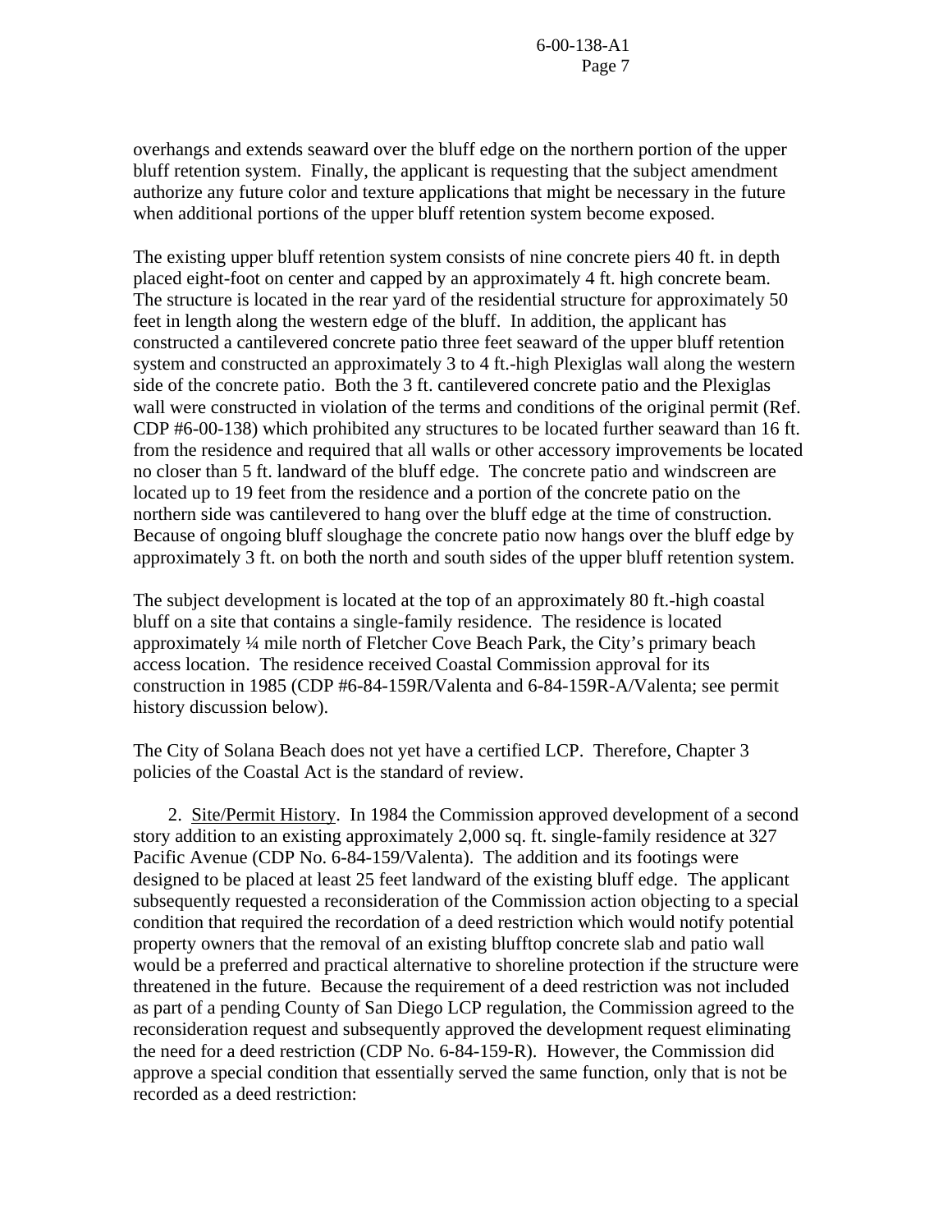overhangs and extends seaward over the bluff edge on the northern portion of the upper bluff retention system. Finally, the applicant is requesting that the subject amendment authorize any future color and texture applications that might be necessary in the future when additional portions of the upper bluff retention system become exposed.

The existing upper bluff retention system consists of nine concrete piers 40 ft. in depth placed eight-foot on center and capped by an approximately 4 ft. high concrete beam. The structure is located in the rear yard of the residential structure for approximately 50 feet in length along the western edge of the bluff. In addition, the applicant has constructed a cantilevered concrete patio three feet seaward of the upper bluff retention system and constructed an approximately 3 to 4 ft.-high Plexiglas wall along the western side of the concrete patio. Both the 3 ft. cantilevered concrete patio and the Plexiglas wall were constructed in violation of the terms and conditions of the original permit (Ref. CDP #6-00-138) which prohibited any structures to be located further seaward than 16 ft. from the residence and required that all walls or other accessory improvements be located no closer than 5 ft. landward of the bluff edge. The concrete patio and windscreen are located up to 19 feet from the residence and a portion of the concrete patio on the northern side was cantilevered to hang over the bluff edge at the time of construction. Because of ongoing bluff sloughage the concrete patio now hangs over the bluff edge by approximately 3 ft. on both the north and south sides of the upper bluff retention system.

The subject development is located at the top of an approximately 80 ft.-high coastal bluff on a site that contains a single-family residence. The residence is located approximately ¼ mile north of Fletcher Cove Beach Park, the City's primary beach access location. The residence received Coastal Commission approval for its construction in 1985 (CDP #6-84-159R/Valenta and 6-84-159R-A/Valenta; see permit history discussion below).

The City of Solana Beach does not yet have a certified LCP. Therefore, Chapter 3 policies of the Coastal Act is the standard of review.

2. Site/Permit History. In 1984 the Commission approved development of a second story addition to an existing approximately 2,000 sq. ft. single-family residence at 327 Pacific Avenue (CDP No. 6-84-159/Valenta). The addition and its footings were designed to be placed at least 25 feet landward of the existing bluff edge. The applicant subsequently requested a reconsideration of the Commission action objecting to a special condition that required the recordation of a deed restriction which would notify potential property owners that the removal of an existing blufftop concrete slab and patio wall would be a preferred and practical alternative to shoreline protection if the structure were threatened in the future. Because the requirement of a deed restriction was not included as part of a pending County of San Diego LCP regulation, the Commission agreed to the reconsideration request and subsequently approved the development request eliminating the need for a deed restriction (CDP No. 6-84-159-R). However, the Commission did approve a special condition that essentially served the same function, only that is not be recorded as a deed restriction: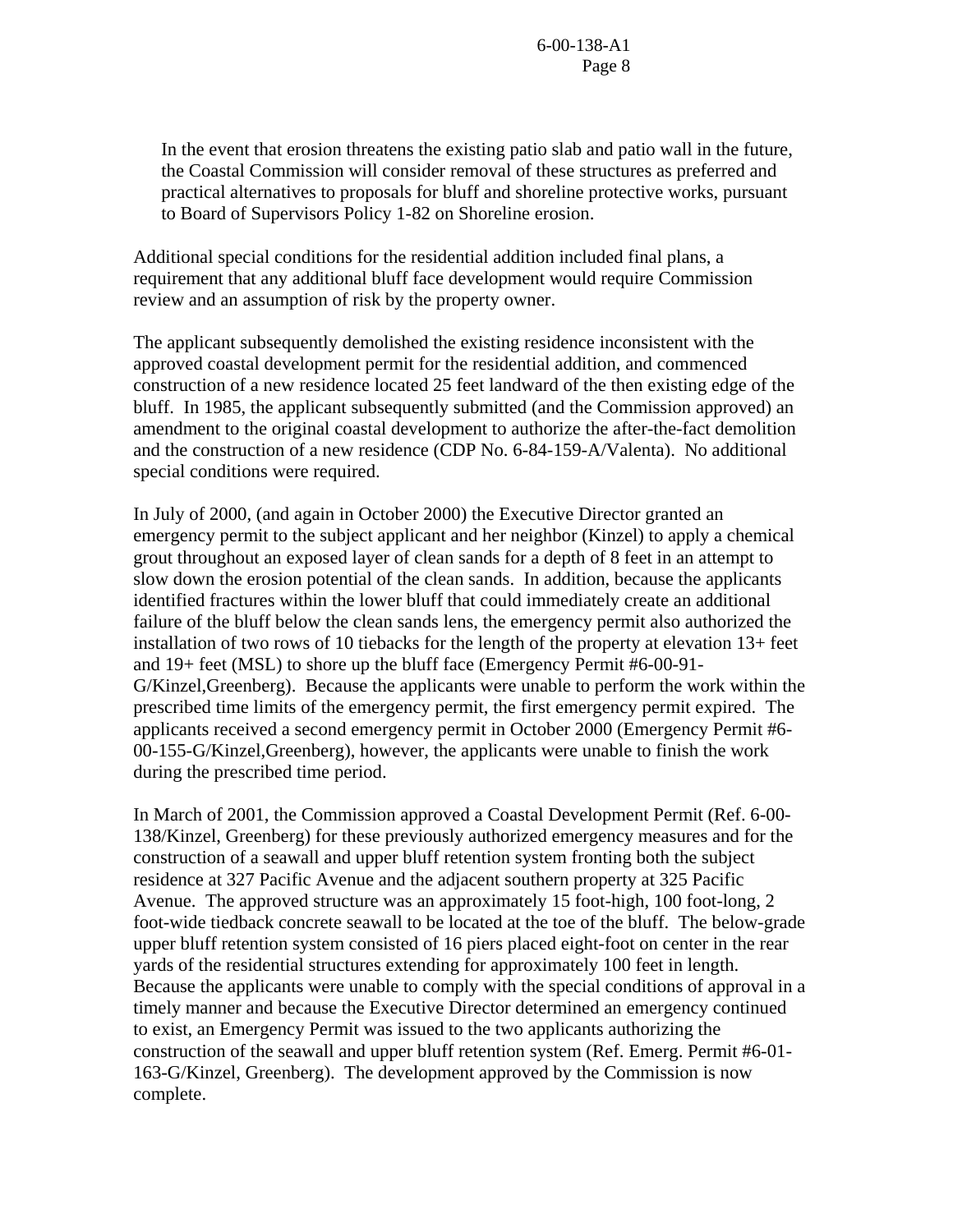> In the event that erosion threatens the existing patio slab and patio wall in the future, the Coastal Commission will consider removal of these structures as preferred and practical alternatives to proposals for bluff and shoreline protective works, pursuant to Board of Supervisors Policy 1-82 on Shoreline erosion.

Additional special conditions for the residential addition included final plans, a requirement that any additional bluff face development would require Commission review and an assumption of risk by the property owner.

The applicant subsequently demolished the existing residence inconsistent with the approved coastal development permit for the residential addition, and commenced construction of a new residence located 25 feet landward of the then existing edge of the bluff. In 1985, the applicant subsequently submitted (and the Commission approved) an amendment to the original coastal development to authorize the after-the-fact demolition and the construction of a new residence (CDP No. 6-84-159-A/Valenta). No additional special conditions were required.

In July of 2000, (and again in October 2000) the Executive Director granted an emergency permit to the subject applicant and her neighbor (Kinzel) to apply a chemical grout throughout an exposed layer of clean sands for a depth of 8 feet in an attempt to slow down the erosion potential of the clean sands. In addition, because the applicants identified fractures within the lower bluff that could immediately create an additional failure of the bluff below the clean sands lens, the emergency permit also authorized the installation of two rows of 10 tiebacks for the length of the property at elevation 13+ feet and 19+ feet (MSL) to shore up the bluff face (Emergency Permit #6-00-91-G/Kinzel,Greenberg). Because the applicants were unable to perform the work within the prescribed time limits of the emergency permit, the first emergency permit expired. The applicants received a second emergency permit in October 2000 (Emergency Permit #6-00-155-G/Kinzel,Greenberg), however, the applicants were unable to finish the work during the prescribed time period.

In March of 2001, the Commission approved a Coastal Development Permit (Ref. 6-00-138/Kinzel, Greenberg) for these previously authorized emergency measures and for the construction of a seawall and upper bluff retention system fronting both the subject residence at 327 Pacific Avenue and the adjacent southern property at 325 Pacific Avenue. The approved structure was an approximately 15 foot-high, 100 foot-long, 2 foot-wide tiedback concrete seawall to be located at the toe of the bluff. The below-grade upper bluff retention system consisted of 16 piers placed eight-foot on center in the rear yards of the residential structures extending for approximately 100 feet in length. Because the applicants were unable to comply with the special conditions of approval in a timely manner and because the Executive Director determined an emergency continued to exist, an Emergency Permit was issued to the two applicants authorizing the construction of the seawall and upper bluff retention system (Ref. Emerg. Permit #6-01-163-G/Kinzel, Greenberg). The development approved by the Commission is now complete.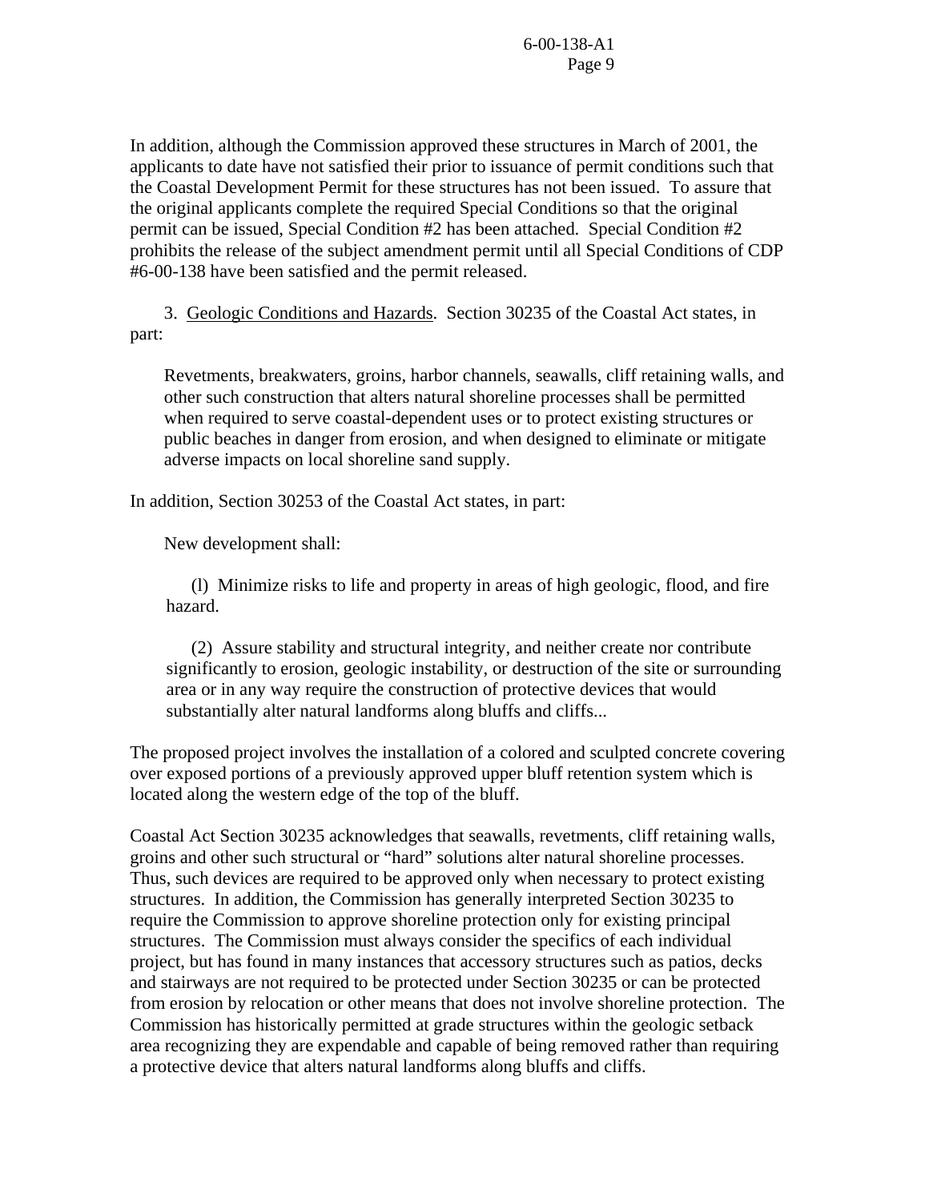In addition, although the Commission approved these structures in March of 2001, the applicants to date have not satisfied their prior to issuance of permit conditions such that the Coastal Development Permit for these structures has not been issued. To assure that the original applicants complete the required Special Conditions so that the original permit can be issued, Special Condition #2 has been attached. Special Condition #2 prohibits the release of the subject amendment permit until all Special Conditions of CDP #6-00-138 have been satisfied and the permit released.

3. Geologic Conditions and Hazards. Section 30235 of the Coastal Act states, in part:

> Revetments, breakwaters, groins, harbor channels, seawalls, cliff retaining walls, and other such construction that alters natural shoreline processes shall be permitted when required to serve coastal-dependent uses or to protect existing structures or public beaches in danger from erosion, and when designed to eliminate or mitigate adverse impacts on local shoreline sand supply.

In addition, Section 30253 of the Coastal Act states, in part:

> New development shall:
>
> (l) Minimize risks to life and property in areas of high geologic, flood, and fire hazard.
>
> (2) Assure stability and structural integrity, and neither create nor contribute significantly to erosion, geologic instability, or destruction of the site or surrounding area or in any way require the construction of protective devices that would substantially alter natural landforms along bluffs and cliffs...

The proposed project involves the installation of a colored and sculpted concrete covering over exposed portions of a previously approved upper bluff retention system which is located along the western edge of the top of the bluff.

Coastal Act Section 30235 acknowledges that seawalls, revetments, cliff retaining walls, groins and other such structural or "hard" solutions alter natural shoreline processes. Thus, such devices are required to be approved only when necessary to protect existing structures. In addition, the Commission has generally interpreted Section 30235 to require the Commission to approve shoreline protection only for existing principal structures. The Commission must always consider the specifics of each individual project, but has found in many instances that accessory structures such as patios, decks and stairways are not required to be protected under Section 30235 or can be protected from erosion by relocation or other means that does not involve shoreline protection. The Commission has historically permitted at grade structures within the geologic setback area recognizing they are expendable and capable of being removed rather than requiring a protective device that alters natural landforms along bluffs and cliffs.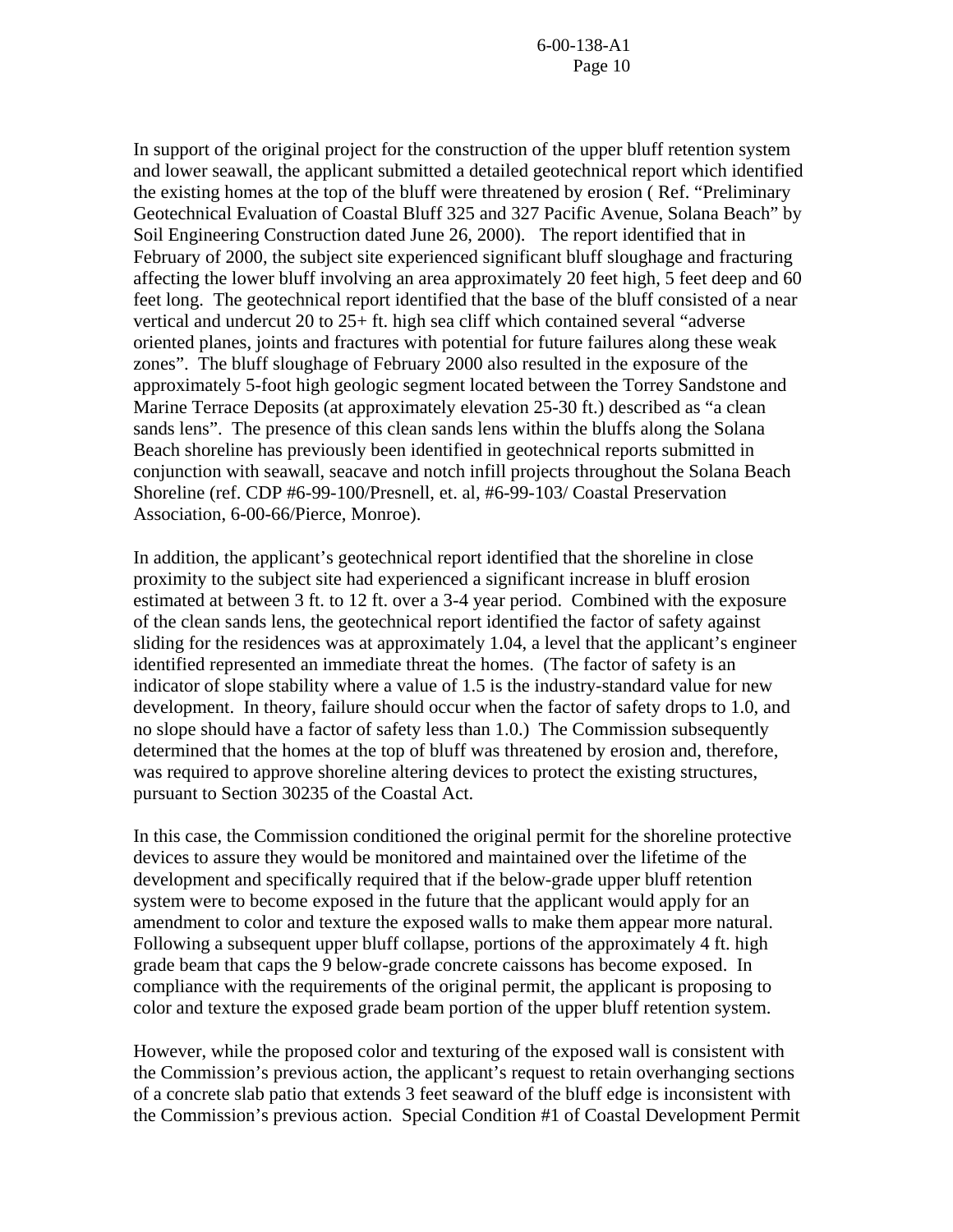In support of the original project for the construction of the upper bluff retention system and lower seawall, the applicant submitted a detailed geotechnical report which identified the existing homes at the top of the bluff were threatened by erosion ( Ref. "Preliminary Geotechnical Evaluation of Coastal Bluff 325 and 327 Pacific Avenue, Solana Beach" by Soil Engineering Construction dated June 26, 2000). The report identified that in February of 2000, the subject site experienced significant bluff sloughage and fracturing affecting the lower bluff involving an area approximately 20 feet high, 5 feet deep and 60 feet long. The geotechnical report identified that the base of the bluff consisted of a near vertical and undercut 20 to 25+ ft. high sea cliff which contained several "adverse oriented planes, joints and fractures with potential for future failures along these weak zones". The bluff sloughage of February 2000 also resulted in the exposure of the approximately 5-foot high geologic segment located between the Torrey Sandstone and Marine Terrace Deposits (at approximately elevation 25-30 ft.) described as "a clean sands lens". The presence of this clean sands lens within the bluffs along the Solana Beach shoreline has previously been identified in geotechnical reports submitted in conjunction with seawall, seacave and notch infill projects throughout the Solana Beach Shoreline (ref. CDP #6-99-100/Presnell, et. al, #6-99-103/ Coastal Preservation Association, 6-00-66/Pierce, Monroe).

In addition, the applicant's geotechnical report identified that the shoreline in close proximity to the subject site had experienced a significant increase in bluff erosion estimated at between 3 ft. to 12 ft. over a 3-4 year period. Combined with the exposure of the clean sands lens, the geotechnical report identified the factor of safety against sliding for the residences was at approximately 1.04, a level that the applicant's engineer identified represented an immediate threat the homes. (The factor of safety is an indicator of slope stability where a value of 1.5 is the industry-standard value for new development. In theory, failure should occur when the factor of safety drops to 1.0, and no slope should have a factor of safety less than 1.0.) The Commission subsequently determined that the homes at the top of bluff was threatened by erosion and, therefore, was required to approve shoreline altering devices to protect the existing structures, pursuant to Section 30235 of the Coastal Act.

In this case, the Commission conditioned the original permit for the shoreline protective devices to assure they would be monitored and maintained over the lifetime of the development and specifically required that if the below-grade upper bluff retention system were to become exposed in the future that the applicant would apply for an amendment to color and texture the exposed walls to make them appear more natural. Following a subsequent upper bluff collapse, portions of the approximately 4 ft. high grade beam that caps the 9 below-grade concrete caissons has become exposed. In compliance with the requirements of the original permit, the applicant is proposing to color and texture the exposed grade beam portion of the upper bluff retention system.

However, while the proposed color and texturing of the exposed wall is consistent with the Commission's previous action, the applicant's request to retain overhanging sections of a concrete slab patio that extends 3 feet seaward of the bluff edge is inconsistent with the Commission's previous action. Special Condition #1 of Coastal Development Permit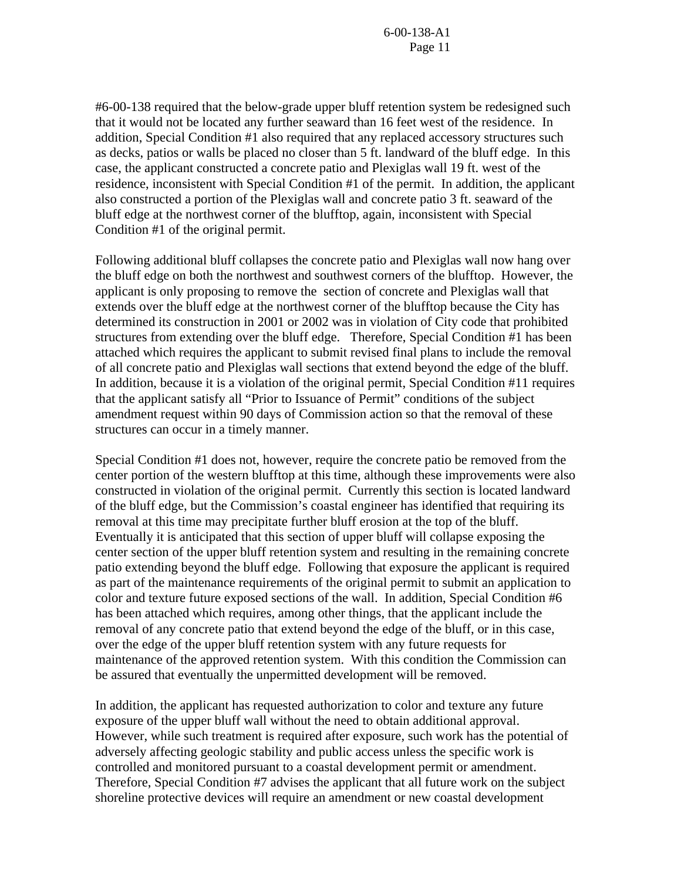#6-00-138 required that the below-grade upper bluff retention system be redesigned such that it would not be located any further seaward than 16 feet west of the residence. In addition, Special Condition #1 also required that any replaced accessory structures such as decks, patios or walls be placed no closer than 5 ft. landward of the bluff edge. In this case, the applicant constructed a concrete patio and Plexiglas wall 19 ft. west of the residence, inconsistent with Special Condition #1 of the permit. In addition, the applicant also constructed a portion of the Plexiglas wall and concrete patio 3 ft. seaward of the bluff edge at the northwest corner of the blufftop, again, inconsistent with Special Condition #1 of the original permit.

Following additional bluff collapses the concrete patio and Plexiglas wall now hang over the bluff edge on both the northwest and southwest corners of the blufftop. However, the applicant is only proposing to remove the section of concrete and Plexiglas wall that extends over the bluff edge at the northwest corner of the blufftop because the City has determined its construction in 2001 or 2002 was in violation of City code that prohibited structures from extending over the bluff edge. Therefore, Special Condition #1 has been attached which requires the applicant to submit revised final plans to include the removal of all concrete patio and Plexiglas wall sections that extend beyond the edge of the bluff. In addition, because it is a violation of the original permit, Special Condition #11 requires that the applicant satisfy all "Prior to Issuance of Permit" conditions of the subject amendment request within 90 days of Commission action so that the removal of these structures can occur in a timely manner.

Special Condition #1 does not, however, require the concrete patio be removed from the center portion of the western blufftop at this time, although these improvements were also constructed in violation of the original permit. Currently this section is located landward of the bluff edge, but the Commission's coastal engineer has identified that requiring its removal at this time may precipitate further bluff erosion at the top of the bluff. Eventually it is anticipated that this section of upper bluff will collapse exposing the center section of the upper bluff retention system and resulting in the remaining concrete patio extending beyond the bluff edge. Following that exposure the applicant is required as part of the maintenance requirements of the original permit to submit an application to color and texture future exposed sections of the wall. In addition, Special Condition #6 has been attached which requires, among other things, that the applicant include the removal of any concrete patio that extend beyond the edge of the bluff, or in this case, over the edge of the upper bluff retention system with any future requests for maintenance of the approved retention system. With this condition the Commission can be assured that eventually the unpermitted development will be removed.

In addition, the applicant has requested authorization to color and texture any future exposure of the upper bluff wall without the need to obtain additional approval. However, while such treatment is required after exposure, such work has the potential of adversely affecting geologic stability and public access unless the specific work is controlled and monitored pursuant to a coastal development permit or amendment. Therefore, Special Condition #7 advises the applicant that all future work on the subject shoreline protective devices will require an amendment or new coastal development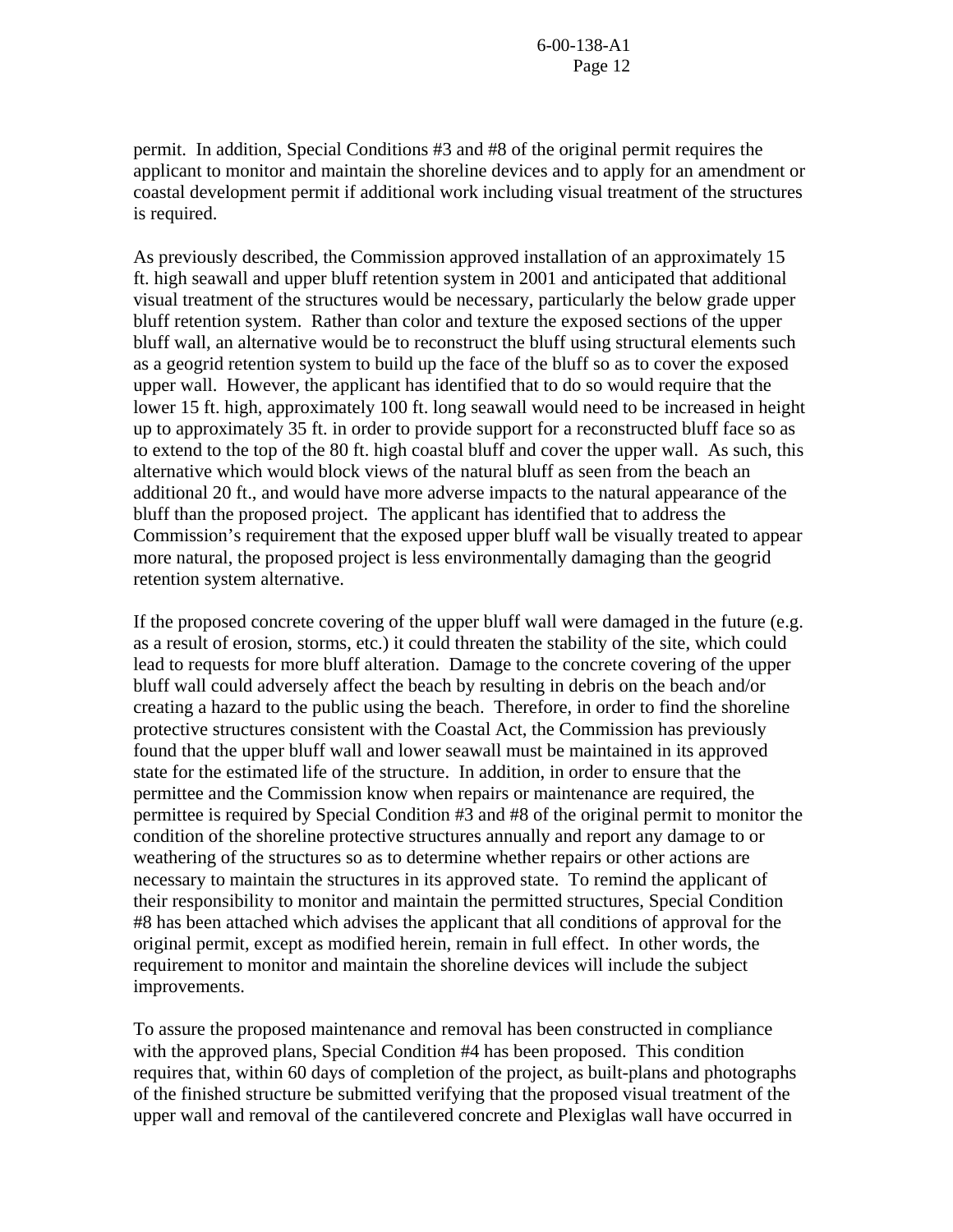permit. In addition, Special Conditions #3 and #8 of the original permit requires the applicant to monitor and maintain the shoreline devices and to apply for an amendment or coastal development permit if additional work including visual treatment of the structures is required.

As previously described, the Commission approved installation of an approximately 15 ft. high seawall and upper bluff retention system in 2001 and anticipated that additional visual treatment of the structures would be necessary, particularly the below grade upper bluff retention system. Rather than color and texture the exposed sections of the upper bluff wall, an alternative would be to reconstruct the bluff using structural elements such as a geogrid retention system to build up the face of the bluff so as to cover the exposed upper wall. However, the applicant has identified that to do so would require that the lower 15 ft. high, approximately 100 ft. long seawall would need to be increased in height up to approximately 35 ft. in order to provide support for a reconstructed bluff face so as to extend to the top of the 80 ft. high coastal bluff and cover the upper wall. As such, this alternative which would block views of the natural bluff as seen from the beach an additional 20 ft., and would have more adverse impacts to the natural appearance of the bluff than the proposed project. The applicant has identified that to address the Commission's requirement that the exposed upper bluff wall be visually treated to appear more natural, the proposed project is less environmentally damaging than the geogrid retention system alternative.

If the proposed concrete covering of the upper bluff wall were damaged in the future (e.g. as a result of erosion, storms, etc.) it could threaten the stability of the site, which could lead to requests for more bluff alteration. Damage to the concrete covering of the upper bluff wall could adversely affect the beach by resulting in debris on the beach and/or creating a hazard to the public using the beach. Therefore, in order to find the shoreline protective structures consistent with the Coastal Act, the Commission has previously found that the upper bluff wall and lower seawall must be maintained in its approved state for the estimated life of the structure. In addition, in order to ensure that the permittee and the Commission know when repairs or maintenance are required, the permittee is required by Special Condition #3 and #8 of the original permit to monitor the condition of the shoreline protective structures annually and report any damage to or weathering of the structures so as to determine whether repairs or other actions are necessary to maintain the structures in its approved state. To remind the applicant of their responsibility to monitor and maintain the permitted structures, Special Condition #8 has been attached which advises the applicant that all conditions of approval for the original permit, except as modified herein, remain in full effect. In other words, the requirement to monitor and maintain the shoreline devices will include the subject improvements.

To assure the proposed maintenance and removal has been constructed in compliance with the approved plans, Special Condition #4 has been proposed. This condition requires that, within 60 days of completion of the project, as built-plans and photographs of the finished structure be submitted verifying that the proposed visual treatment of the upper wall and removal of the cantilevered concrete and Plexiglas wall have occurred in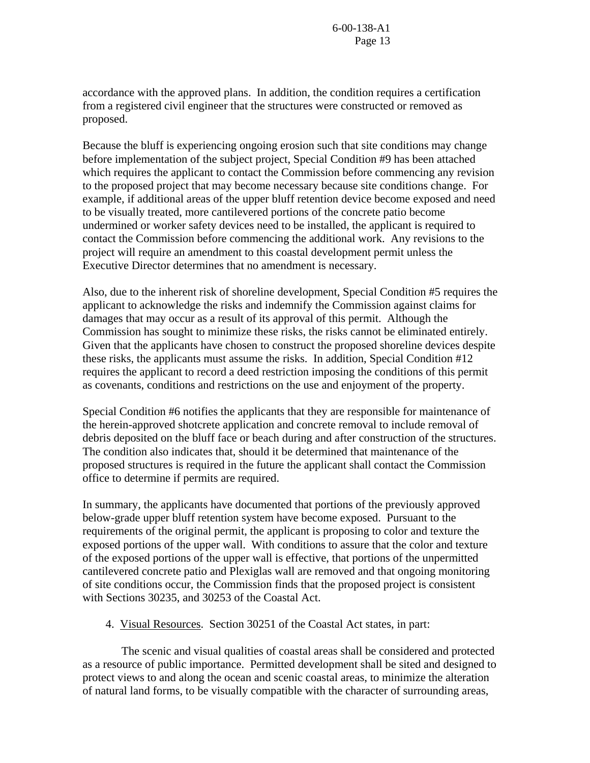accordance with the approved plans. In addition, the condition requires a certification from a registered civil engineer that the structures were constructed or removed as proposed.

Because the bluff is experiencing ongoing erosion such that site conditions may change before implementation of the subject project, Special Condition #9 has been attached which requires the applicant to contact the Commission before commencing any revision to the proposed project that may become necessary because site conditions change. For example, if additional areas of the upper bluff retention device become exposed and need to be visually treated, more cantilevered portions of the concrete patio become undermined or worker safety devices need to be installed, the applicant is required to contact the Commission before commencing the additional work. Any revisions to the project will require an amendment to this coastal development permit unless the Executive Director determines that no amendment is necessary.

Also, due to the inherent risk of shoreline development, Special Condition #5 requires the applicant to acknowledge the risks and indemnify the Commission against claims for damages that may occur as a result of its approval of this permit. Although the Commission has sought to minimize these risks, the risks cannot be eliminated entirely. Given that the applicants have chosen to construct the proposed shoreline devices despite these risks, the applicants must assume the risks. In addition, Special Condition #12 requires the applicant to record a deed restriction imposing the conditions of this permit as covenants, conditions and restrictions on the use and enjoyment of the property.

Special Condition #6 notifies the applicants that they are responsible for maintenance of the herein-approved shotcrete application and concrete removal to include removal of debris deposited on the bluff face or beach during and after construction of the structures. The condition also indicates that, should it be determined that maintenance of the proposed structures is required in the future the applicant shall contact the Commission office to determine if permits are required.

In summary, the applicants have documented that portions of the previously approved below-grade upper bluff retention system have become exposed. Pursuant to the requirements of the original permit, the applicant is proposing to color and texture the exposed portions of the upper wall. With conditions to assure that the color and texture of the exposed portions of the upper wall is effective, that portions of the unpermitted cantilevered concrete patio and Plexiglas wall are removed and that ongoing monitoring of site conditions occur, the Commission finds that the proposed project is consistent with Sections 30235, and 30253 of the Coastal Act.

4. Visual Resources. Section 30251 of the Coastal Act states, in part:

> The scenic and visual qualities of coastal areas shall be considered and protected as a resource of public importance. Permitted development shall be sited and designed to protect views to and along the ocean and scenic coastal areas, to minimize the alteration of natural land forms, to be visually compatible with the character of surrounding areas,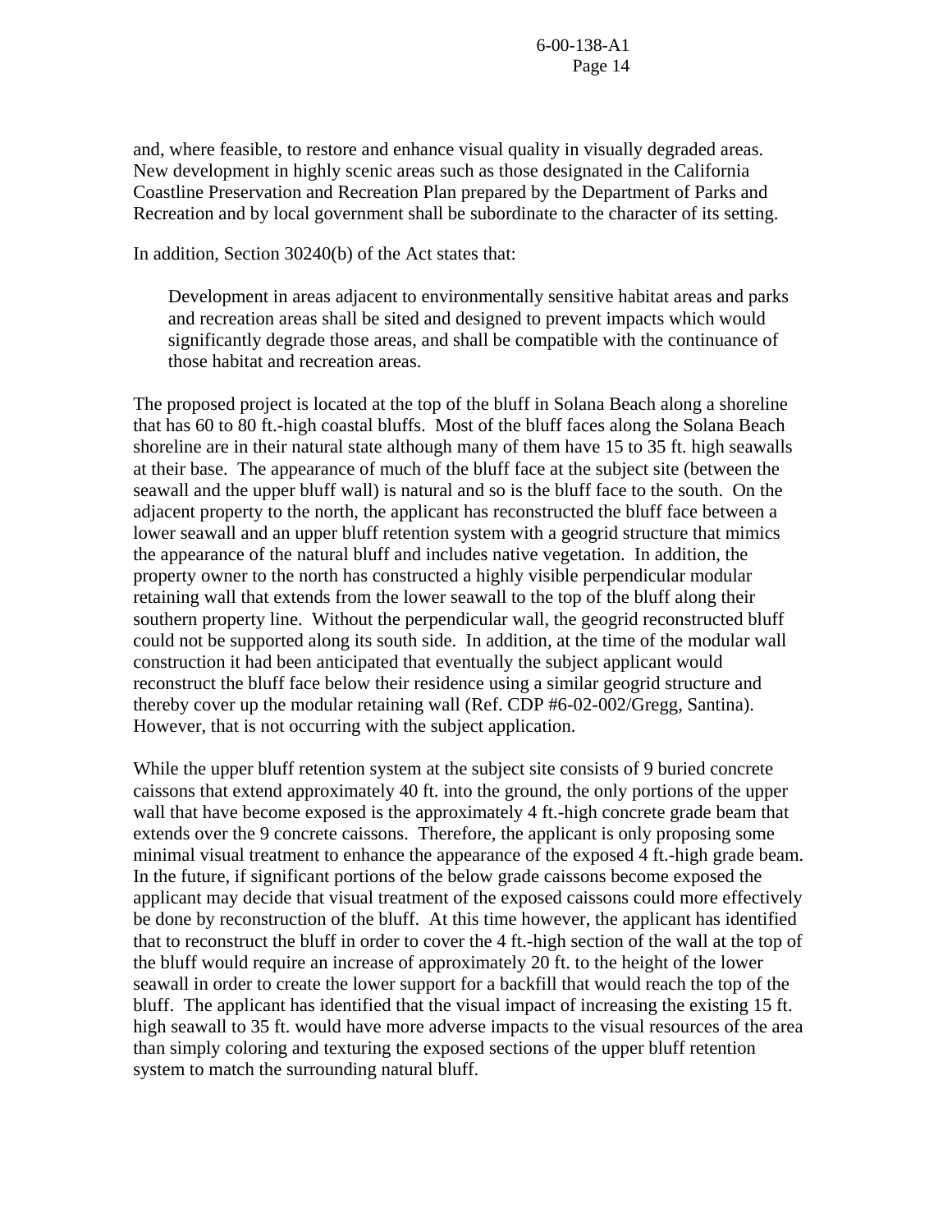and, where feasible, to restore and enhance visual quality in visually degraded areas. New development in highly scenic areas such as those designated in the California Coastline Preservation and Recreation Plan prepared by the Department of Parks and Recreation and by local government shall be subordinate to the character of its setting.

In addition, Section 30240(b) of the Act states that:

> Development in areas adjacent to environmentally sensitive habitat areas and parks and recreation areas shall be sited and designed to prevent impacts which would significantly degrade those areas, and shall be compatible with the continuance of those habitat and recreation areas.

The proposed project is located at the top of the bluff in Solana Beach along a shoreline that has 60 to 80 ft.-high coastal bluffs. Most of the bluff faces along the Solana Beach shoreline are in their natural state although many of them have 15 to 35 ft. high seawalls at their base. The appearance of much of the bluff face at the subject site (between the seawall and the upper bluff wall) is natural and so is the bluff face to the south. On the adjacent property to the north, the applicant has reconstructed the bluff face between a lower seawall and an upper bluff retention system with a geogrid structure that mimics the appearance of the natural bluff and includes native vegetation. In addition, the property owner to the north has constructed a highly visible perpendicular modular retaining wall that extends from the lower seawall to the top of the bluff along their southern property line. Without the perpendicular wall, the geogrid reconstructed bluff could not be supported along its south side. In addition, at the time of the modular wall construction it had been anticipated that eventually the subject applicant would reconstruct the bluff face below their residence using a similar geogrid structure and thereby cover up the modular retaining wall (Ref. CDP #6-02-002/Gregg, Santina). However, that is not occurring with the subject application.

While the upper bluff retention system at the subject site consists of 9 buried concrete caissons that extend approximately 40 ft. into the ground, the only portions of the upper wall that have become exposed is the approximately 4 ft.-high concrete grade beam that extends over the 9 concrete caissons. Therefore, the applicant is only proposing some minimal visual treatment to enhance the appearance of the exposed 4 ft.-high grade beam. In the future, if significant portions of the below grade caissons become exposed the applicant may decide that visual treatment of the exposed caissons could more effectively be done by reconstruction of the bluff. At this time however, the applicant has identified that to reconstruct the bluff in order to cover the 4 ft.-high section of the wall at the top of the bluff would require an increase of approximately 20 ft. to the height of the lower seawall in order to create the lower support for a backfill that would reach the top of the bluff. The applicant has identified that the visual impact of increasing the existing 15 ft. high seawall to 35 ft. would have more adverse impacts to the visual resources of the area than simply coloring and texturing the exposed sections of the upper bluff retention system to match the surrounding natural bluff.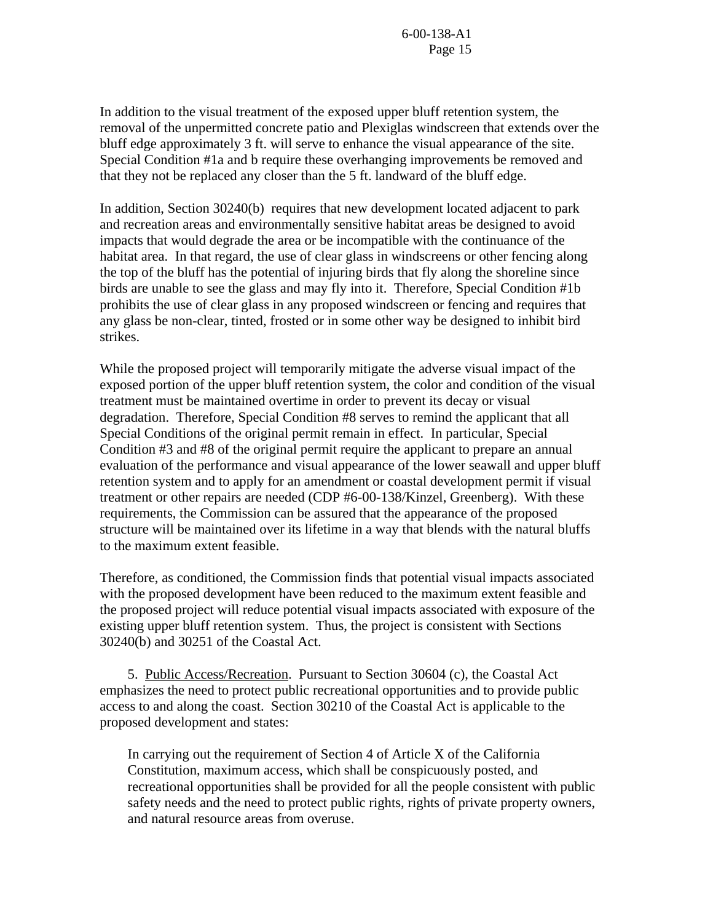In addition to the visual treatment of the exposed upper bluff retention system, the removal of the unpermitted concrete patio and Plexiglas windscreen that extends over the bluff edge approximately 3 ft. will serve to enhance the visual appearance of the site. Special Condition #1a and b require these overhanging improvements be removed and that they not be replaced any closer than the 5 ft. landward of the bluff edge.

In addition, Section 30240(b) requires that new development located adjacent to park and recreation areas and environmentally sensitive habitat areas be designed to avoid impacts that would degrade the area or be incompatible with the continuance of the habitat area. In that regard, the use of clear glass in windscreens or other fencing along the top of the bluff has the potential of injuring birds that fly along the shoreline since birds are unable to see the glass and may fly into it. Therefore, Special Condition #1b prohibits the use of clear glass in any proposed windscreen or fencing and requires that any glass be non-clear, tinted, frosted or in some other way be designed to inhibit bird strikes.

While the proposed project will temporarily mitigate the adverse visual impact of the exposed portion of the upper bluff retention system, the color and condition of the visual treatment must be maintained overtime in order to prevent its decay or visual degradation. Therefore, Special Condition #8 serves to remind the applicant that all Special Conditions of the original permit remain in effect. In particular, Special Condition #3 and #8 of the original permit require the applicant to prepare an annual evaluation of the performance and visual appearance of the lower seawall and upper bluff retention system and to apply for an amendment or coastal development permit if visual treatment or other repairs are needed (CDP #6-00-138/Kinzel, Greenberg). With these requirements, the Commission can be assured that the appearance of the proposed structure will be maintained over its lifetime in a way that blends with the natural bluffs to the maximum extent feasible.

Therefore, as conditioned, the Commission finds that potential visual impacts associated with the proposed development have been reduced to the maximum extent feasible and the proposed project will reduce potential visual impacts associated with exposure of the existing upper bluff retention system. Thus, the project is consistent with Sections 30240(b) and 30251 of the Coastal Act.

5. Public Access/Recreation. Pursuant to Section 30604 (c), the Coastal Act emphasizes the need to protect public recreational opportunities and to provide public access to and along the coast. Section 30210 of the Coastal Act is applicable to the proposed development and states:

> In carrying out the requirement of Section 4 of Article X of the California Constitution, maximum access, which shall be conspicuously posted, and recreational opportunities shall be provided for all the people consistent with public safety needs and the need to protect public rights, rights of private property owners, and natural resource areas from overuse.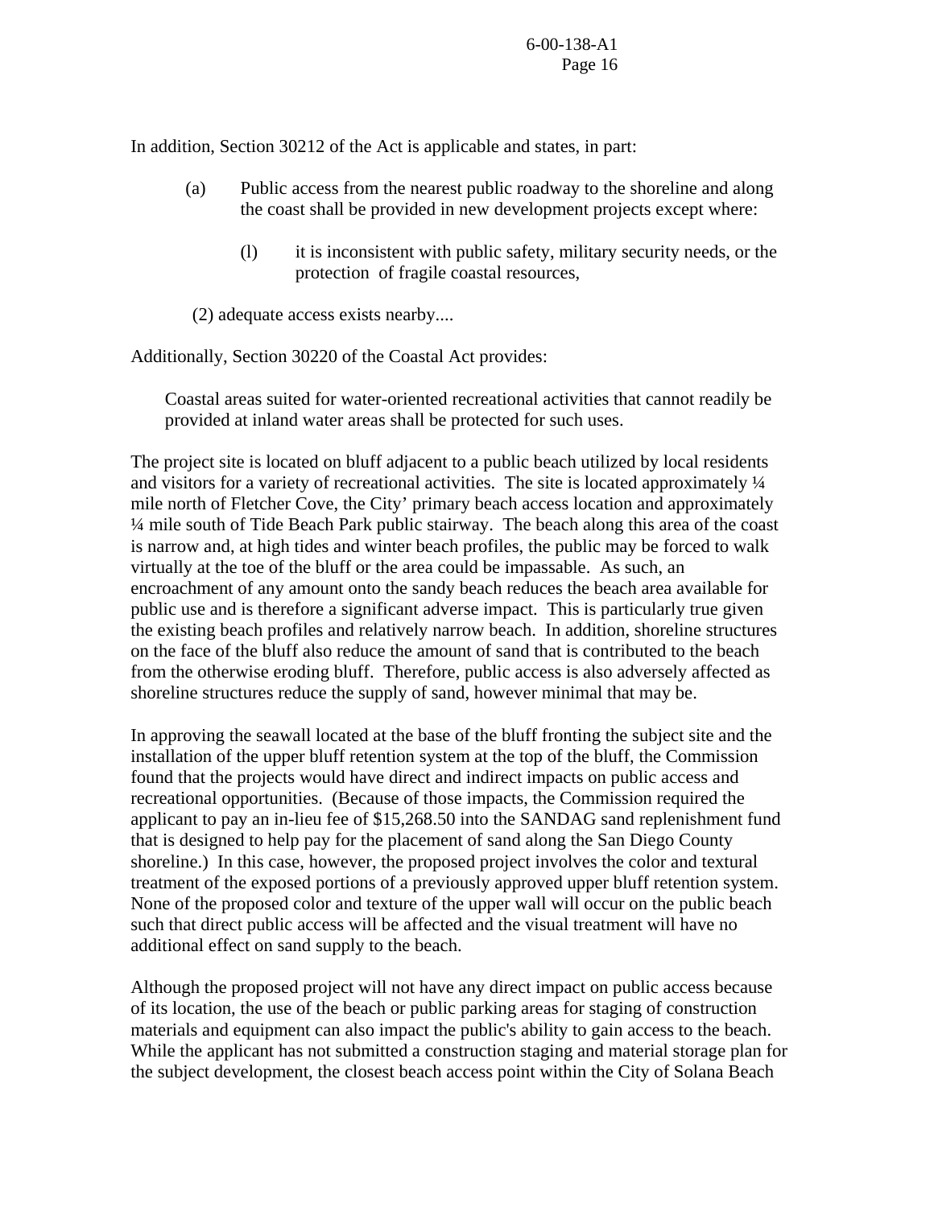In addition, Section 30212 of the Act is applicable and states, in part:

> (a) Public access from the nearest public roadway to the shoreline and along the coast shall be provided in new development projects except where:
>
> > (l) it is inconsistent with public safety, military security needs, or the protection of fragile coastal resources,
>
> (2) adequate access exists nearby....

Additionally, Section 30220 of the Coastal Act provides:

> Coastal areas suited for water-oriented recreational activities that cannot readily be provided at inland water areas shall be protected for such uses.

The project site is located on bluff adjacent to a public beach utilized by local residents and visitors for a variety of recreational activities. The site is located approximately ¼ mile north of Fletcher Cove, the City' primary beach access location and approximately ¼ mile south of Tide Beach Park public stairway. The beach along this area of the coast is narrow and, at high tides and winter beach profiles, the public may be forced to walk virtually at the toe of the bluff or the area could be impassable. As such, an encroachment of any amount onto the sandy beach reduces the beach area available for public use and is therefore a significant adverse impact. This is particularly true given the existing beach profiles and relatively narrow beach. In addition, shoreline structures on the face of the bluff also reduce the amount of sand that is contributed to the beach from the otherwise eroding bluff. Therefore, public access is also adversely affected as shoreline structures reduce the supply of sand, however minimal that may be.

In approving the seawall located at the base of the bluff fronting the subject site and the installation of the upper bluff retention system at the top of the bluff, the Commission found that the projects would have direct and indirect impacts on public access and recreational opportunities. (Because of those impacts, the Commission required the applicant to pay an in-lieu fee of $15,268.50 into the SANDAG sand replenishment fund that is designed to help pay for the placement of sand along the San Diego County shoreline.) In this case, however, the proposed project involves the color and textural treatment of the exposed portions of a previously approved upper bluff retention system. None of the proposed color and texture of the upper wall will occur on the public beach such that direct public access will be affected and the visual treatment will have no additional effect on sand supply to the beach.

Although the proposed project will not have any direct impact on public access because of its location, the use of the beach or public parking areas for staging of construction materials and equipment can also impact the public's ability to gain access to the beach. While the applicant has not submitted a construction staging and material storage plan for the subject development, the closest beach access point within the City of Solana Beach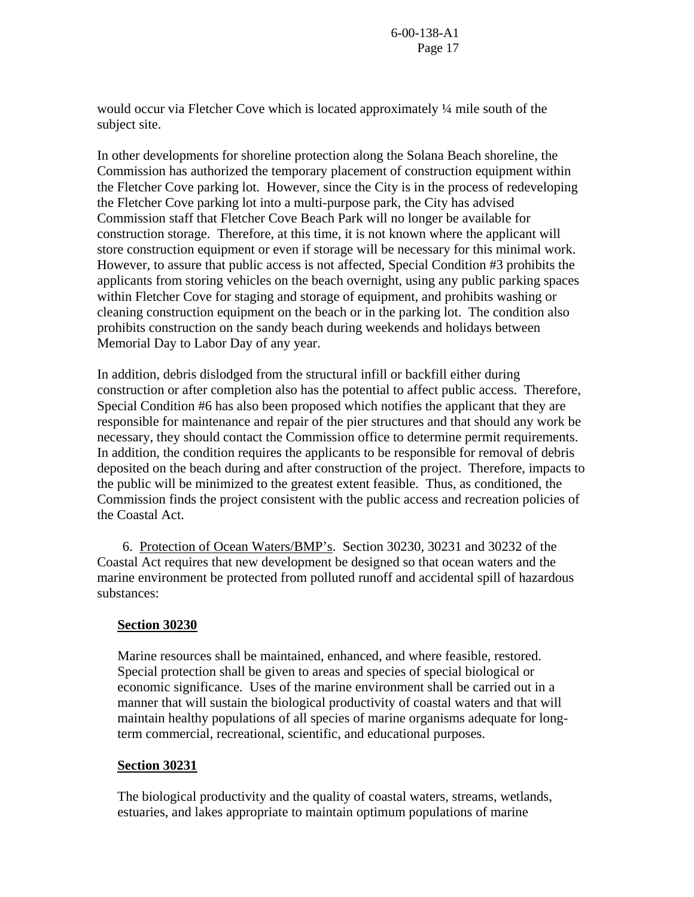would occur via Fletcher Cove which is located approximately ¼ mile south of the subject site.

In other developments for shoreline protection along the Solana Beach shoreline, the Commission has authorized the temporary placement of construction equipment within the Fletcher Cove parking lot. However, since the City is in the process of redeveloping the Fletcher Cove parking lot into a multi-purpose park, the City has advised Commission staff that Fletcher Cove Beach Park will no longer be available for construction storage. Therefore, at this time, it is not known where the applicant will store construction equipment or even if storage will be necessary for this minimal work. However, to assure that public access is not affected, Special Condition #3 prohibits the applicants from storing vehicles on the beach overnight, using any public parking spaces within Fletcher Cove for staging and storage of equipment, and prohibits washing or cleaning construction equipment on the beach or in the parking lot. The condition also prohibits construction on the sandy beach during weekends and holidays between Memorial Day to Labor Day of any year.

In addition, debris dislodged from the structural infill or backfill either during construction or after completion also has the potential to affect public access. Therefore, Special Condition #6 has also been proposed which notifies the applicant that they are responsible for maintenance and repair of the pier structures and that should any work be necessary, they should contact the Commission office to determine permit requirements. In addition, the condition requires the applicants to be responsible for removal of debris deposited on the beach during and after construction of the project. Therefore, impacts to the public will be minimized to the greatest extent feasible. Thus, as conditioned, the Commission finds the project consistent with the public access and recreation policies of the Coastal Act.

6. Protection of Ocean Waters/BMP's. Section 30230, 30231 and 30232 of the Coastal Act requires that new development be designed so that ocean waters and the marine environment be protected from polluted runoff and accidental spill of hazardous substances:

**Section 30230**

Marine resources shall be maintained, enhanced, and where feasible, restored. Special protection shall be given to areas and species of special biological or economic significance. Uses of the marine environment shall be carried out in a manner that will sustain the biological productivity of coastal waters and that will maintain healthy populations of all species of marine organisms adequate for long-term commercial, recreational, scientific, and educational purposes.

**Section 30231**

The biological productivity and the quality of coastal waters, streams, wetlands, estuaries, and lakes appropriate to maintain optimum populations of marine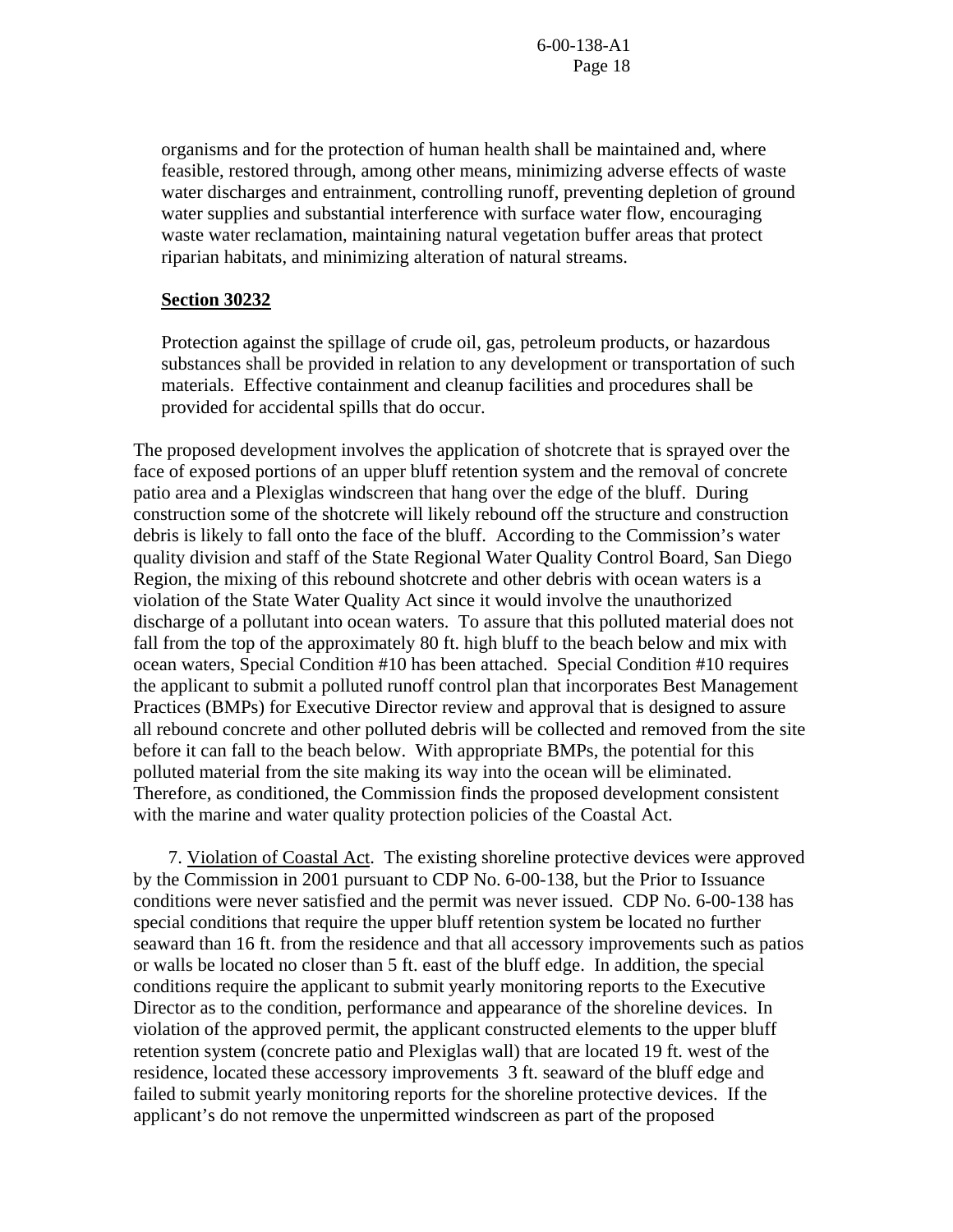organisms and for the protection of human health shall be maintained and, where feasible, restored through, among other means, minimizing adverse effects of waste water discharges and entrainment, controlling runoff, preventing depletion of ground water supplies and substantial interference with surface water flow, encouraging waste water reclamation, maintaining natural vegetation buffer areas that protect riparian habitats, and minimizing alteration of natural streams.

**Section 30232**

Protection against the spillage of crude oil, gas, petroleum products, or hazardous substances shall be provided in relation to any development or transportation of such materials. Effective containment and cleanup facilities and procedures shall be provided for accidental spills that do occur.

The proposed development involves the application of shotcrete that is sprayed over the face of exposed portions of an upper bluff retention system and the removal of concrete patio area and a Plexiglas windscreen that hang over the edge of the bluff. During construction some of the shotcrete will likely rebound off the structure and construction debris is likely to fall onto the face of the bluff. According to the Commission's water quality division and staff of the State Regional Water Quality Control Board, San Diego Region, the mixing of this rebound shotcrete and other debris with ocean waters is a violation of the State Water Quality Act since it would involve the unauthorized discharge of a pollutant into ocean waters. To assure that this polluted material does not fall from the top of the approximately 80 ft. high bluff to the beach below and mix with ocean waters, Special Condition #10 has been attached. Special Condition #10 requires the applicant to submit a polluted runoff control plan that incorporates Best Management Practices (BMPs) for Executive Director review and approval that is designed to assure all rebound concrete and other polluted debris will be collected and removed from the site before it can fall to the beach below. With appropriate BMPs, the potential for this polluted material from the site making its way into the ocean will be eliminated. Therefore, as conditioned, the Commission finds the proposed development consistent with the marine and water quality protection policies of the Coastal Act.

7. Violation of Coastal Act. The existing shoreline protective devices were approved by the Commission in 2001 pursuant to CDP No. 6-00-138, but the Prior to Issuance conditions were never satisfied and the permit was never issued. CDP No. 6-00-138 has special conditions that require the upper bluff retention system be located no further seaward than 16 ft. from the residence and that all accessory improvements such as patios or walls be located no closer than 5 ft. east of the bluff edge. In addition, the special conditions require the applicant to submit yearly monitoring reports to the Executive Director as to the condition, performance and appearance of the shoreline devices. In violation of the approved permit, the applicant constructed elements to the upper bluff retention system (concrete patio and Plexiglas wall) that are located 19 ft. west of the residence, located these accessory improvements 3 ft. seaward of the bluff edge and failed to submit yearly monitoring reports for the shoreline protective devices. If the applicant's do not remove the unpermitted windscreen as part of the proposed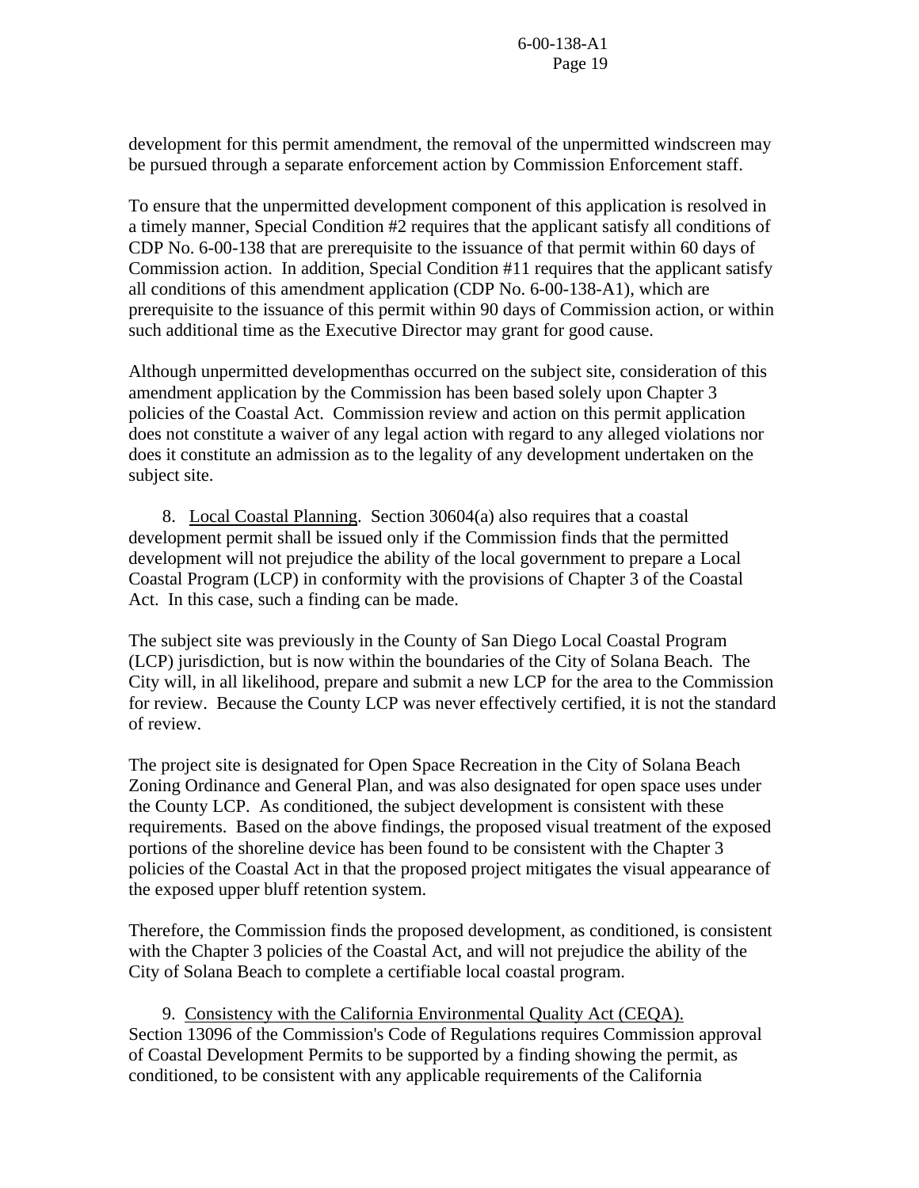development for this permit amendment, the removal of the unpermitted windscreen may be pursued through a separate enforcement action by Commission Enforcement staff.

To ensure that the unpermitted development component of this application is resolved in a timely manner, Special Condition #2 requires that the applicant satisfy all conditions of CDP No. 6-00-138 that are prerequisite to the issuance of that permit within 60 days of Commission action. In addition, Special Condition #11 requires that the applicant satisfy all conditions of this amendment application (CDP No. 6-00-138-A1), which are prerequisite to the issuance of this permit within 90 days of Commission action, or within such additional time as the Executive Director may grant for good cause.

Although unpermitted developmenthas occurred on the subject site, consideration of this amendment application by the Commission has been based solely upon Chapter 3 policies of the Coastal Act. Commission review and action on this permit application does not constitute a waiver of any legal action with regard to any alleged violations nor does it constitute an admission as to the legality of any development undertaken on the subject site.

8. Local Coastal Planning. Section 30604(a) also requires that a coastal development permit shall be issued only if the Commission finds that the permitted development will not prejudice the ability of the local government to prepare a Local Coastal Program (LCP) in conformity with the provisions of Chapter 3 of the Coastal Act. In this case, such a finding can be made.

The subject site was previously in the County of San Diego Local Coastal Program (LCP) jurisdiction, but is now within the boundaries of the City of Solana Beach. The City will, in all likelihood, prepare and submit a new LCP for the area to the Commission for review. Because the County LCP was never effectively certified, it is not the standard of review.

The project site is designated for Open Space Recreation in the City of Solana Beach Zoning Ordinance and General Plan, and was also designated for open space uses under the County LCP. As conditioned, the subject development is consistent with these requirements. Based on the above findings, the proposed visual treatment of the exposed portions of the shoreline device has been found to be consistent with the Chapter 3 policies of the Coastal Act in that the proposed project mitigates the visual appearance of the exposed upper bluff retention system.

Therefore, the Commission finds the proposed development, as conditioned, is consistent with the Chapter 3 policies of the Coastal Act, and will not prejudice the ability of the City of Solana Beach to complete a certifiable local coastal program.

9. Consistency with the California Environmental Quality Act (CEQA). Section 13096 of the Commission's Code of Regulations requires Commission approval of Coastal Development Permits to be supported by a finding showing the permit, as conditioned, to be consistent with any applicable requirements of the California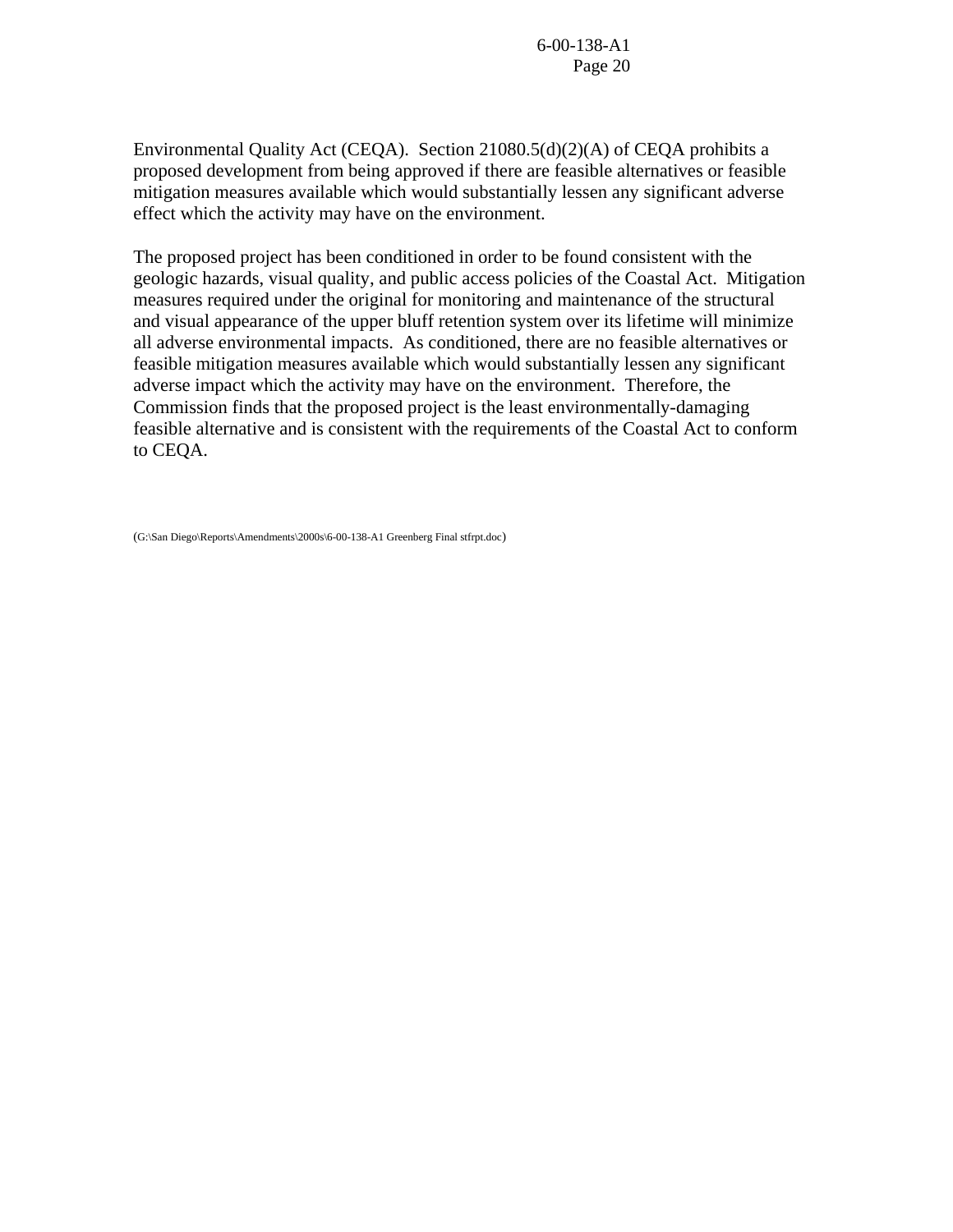Environmental Quality Act (CEQA). Section 21080.5(d)(2)(A) of CEQA prohibits a proposed development from being approved if there are feasible alternatives or feasible mitigation measures available which would substantially lessen any significant adverse effect which the activity may have on the environment.

The proposed project has been conditioned in order to be found consistent with the geologic hazards, visual quality, and public access policies of the Coastal Act. Mitigation measures required under the original for monitoring and maintenance of the structural and visual appearance of the upper bluff retention system over its lifetime will minimize all adverse environmental impacts. As conditioned, there are no feasible alternatives or feasible mitigation measures available which would substantially lessen any significant adverse impact which the activity may have on the environment. Therefore, the Commission finds that the proposed project is the least environmentally-damaging feasible alternative and is consistent with the requirements of the Coastal Act to conform to CEQA.

(G:\San Diego\Reports\Amendments\2000s\6-00-138-A1 Greenberg Final stfrpt.doc)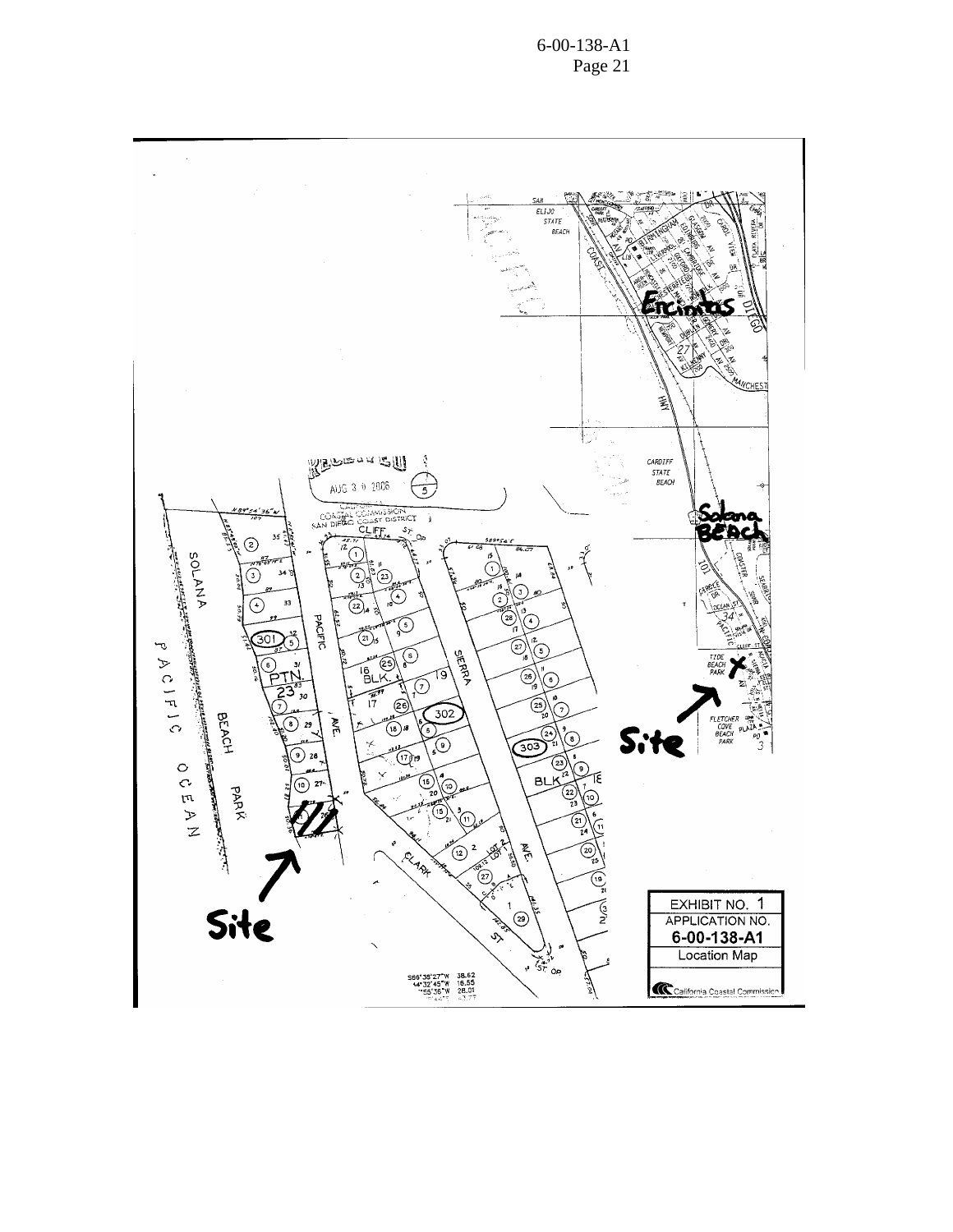EXHIBIT NO. 1
APPLICATION NO.
6-00-138-A1
Location Map

California Coastal Commission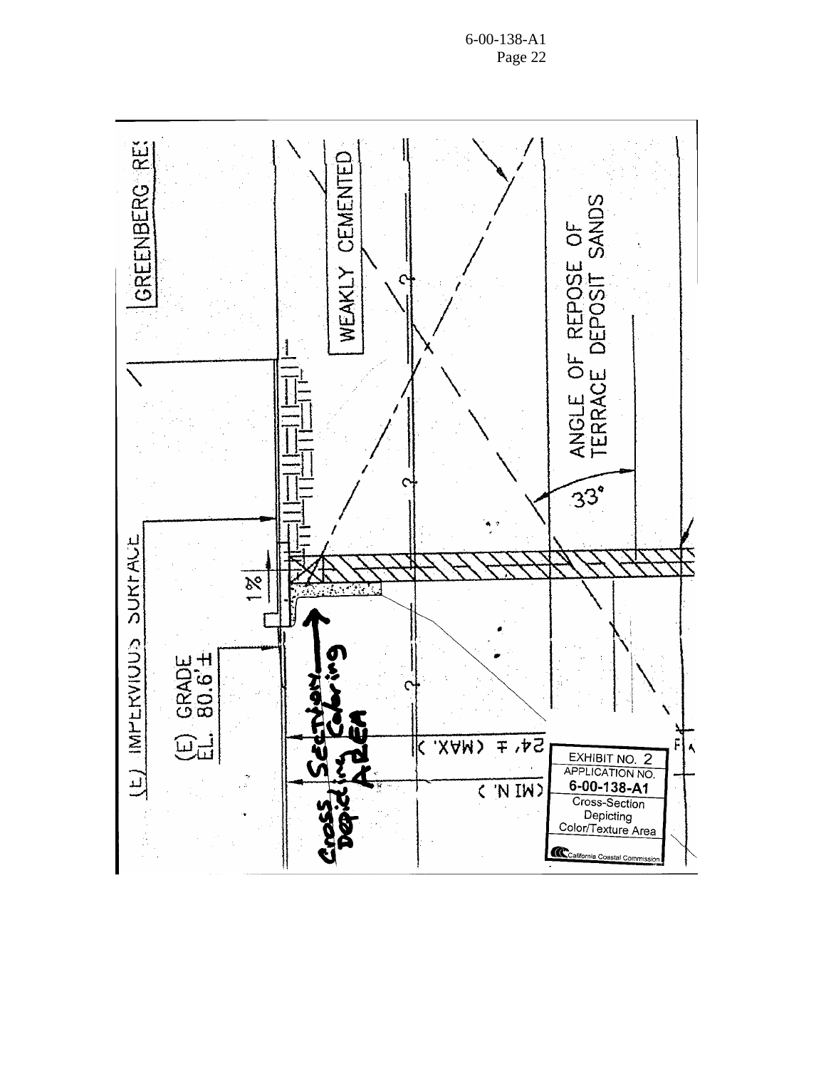GREENBERG RES

WEAKLY CEMENTED

ANGLE OF REPOSE OF TERRACE DEPOSIT SANDS

33°

(E) IMPERVIOUS SURFACE

1%

(E) GRADE EL. 80.6'±

Cross Section Depicting Coloring AREA

24' ± (MAX.)

(MIN.)

EXHIBIT NO. 2
APPLICATION NO.
6-00-138-A1
Cross-Section Depicting Color/Texture Area
California Coastal Commission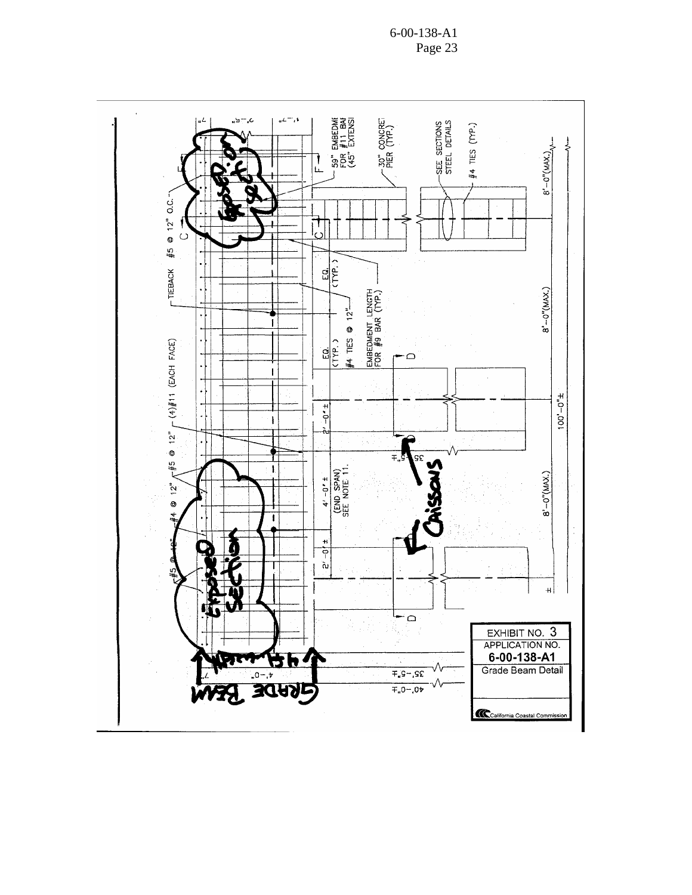Grade Beam Detail drawing with annotations:

- TIEBACK
- #5 @ 12" O.C.
- (4)#11 (EACH FACE)
- #5 @ 12"
- #4 @ 12"
- #5 @ 12"
- 59" EMBEDMENT FOR #11 BAR (45" EXTENSION)
- 30" CONCRETE PIER (TYP.)
- SEE SECTIONS STEEL DETAILS
- #4 TIES (TYP.)
- 8'-0"(MAX.)
- EQ. (TYP.)
- EQ. (TYP.)
- #4 TIES @ 12"
- EMBEDMENT LENGTH FOR #9 BAR (TYP.)
- 8'-0"(MAX.)
- 2'-0" ±
- 100'-0"±
- 35'-5"±
- 4'-0" ± (END SPAN) SEE NOTE 11.
- 8'-0"(MAX.)
- 2'-0" ±
- 35'-5"±
- 40'-0"±
- 4'-0"
- C, D, F (section markers)

Handwritten annotations: "Exposed Section", "Exposed Section", "Caissons", "Grade Beam", "4ft width"

EXHIBIT NO. 3
APPLICATION NO.
**6-00-138-A1**
Grade Beam Detail

California Coastal Commission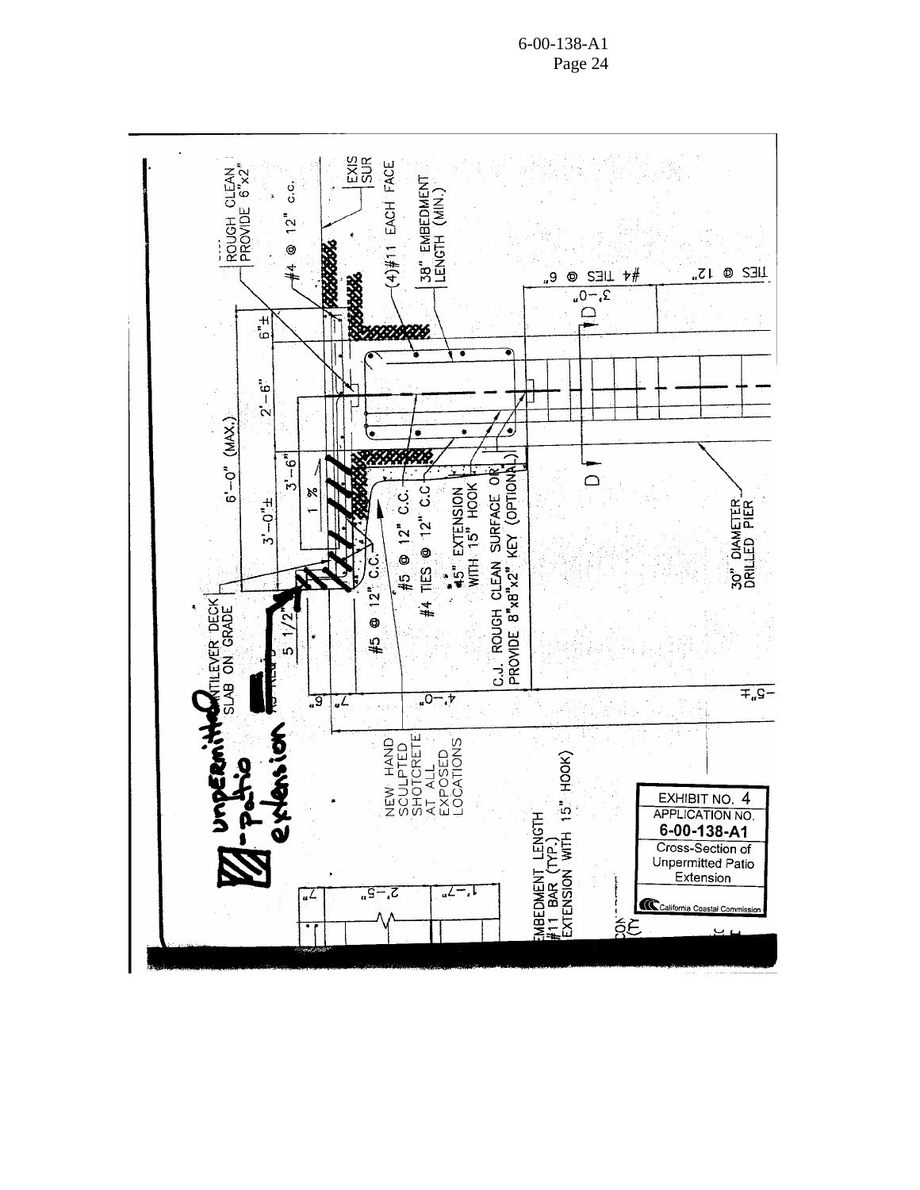Unpermitted Patio extension

CANTILEVER DECK SLAB ON GRADE

ROUGH CLEAN PROVIDE 6"x2"

#4 @ 12" c.c.

(4)#11 EACH FACE

38" EMBEDMENT LENGTH (MIN.)

EXIS SUR

6'-0" (MAX.)

3'-0"± 3'-6" 2'-6" 6"±

1 %

5 1/2"

#5 @ 12" C.C.

#5 @ 12" C.C.

#4 TIES @ 12" C.C

#5" EXTENSION WITH 15" HOOK

C.J. ROUGH CLEAN SURFACE OR PROVIDE 8"x8"x2" KEY (OPTIONAL)

#4 TIES @ 6"

TIES @ 12"

3'-0"

D D

30" DIAMETER DRILLED PIER

NEW HAND SCULPTED SHOTCRETE AT ALL EXPOSED LOCATIONS

EMBEDMENT LENGTH #11 BAR (TYP.) EXTENSION WITH 15" HOOK)

6" 7" 4'-0" 5"±

7" 2'-5" 1'-7"

EXHIBIT NO. 4
APPLICATION NO.
6-00-138-A1
Cross-Section of Unpermitted Patio Extension
California Coastal Commission